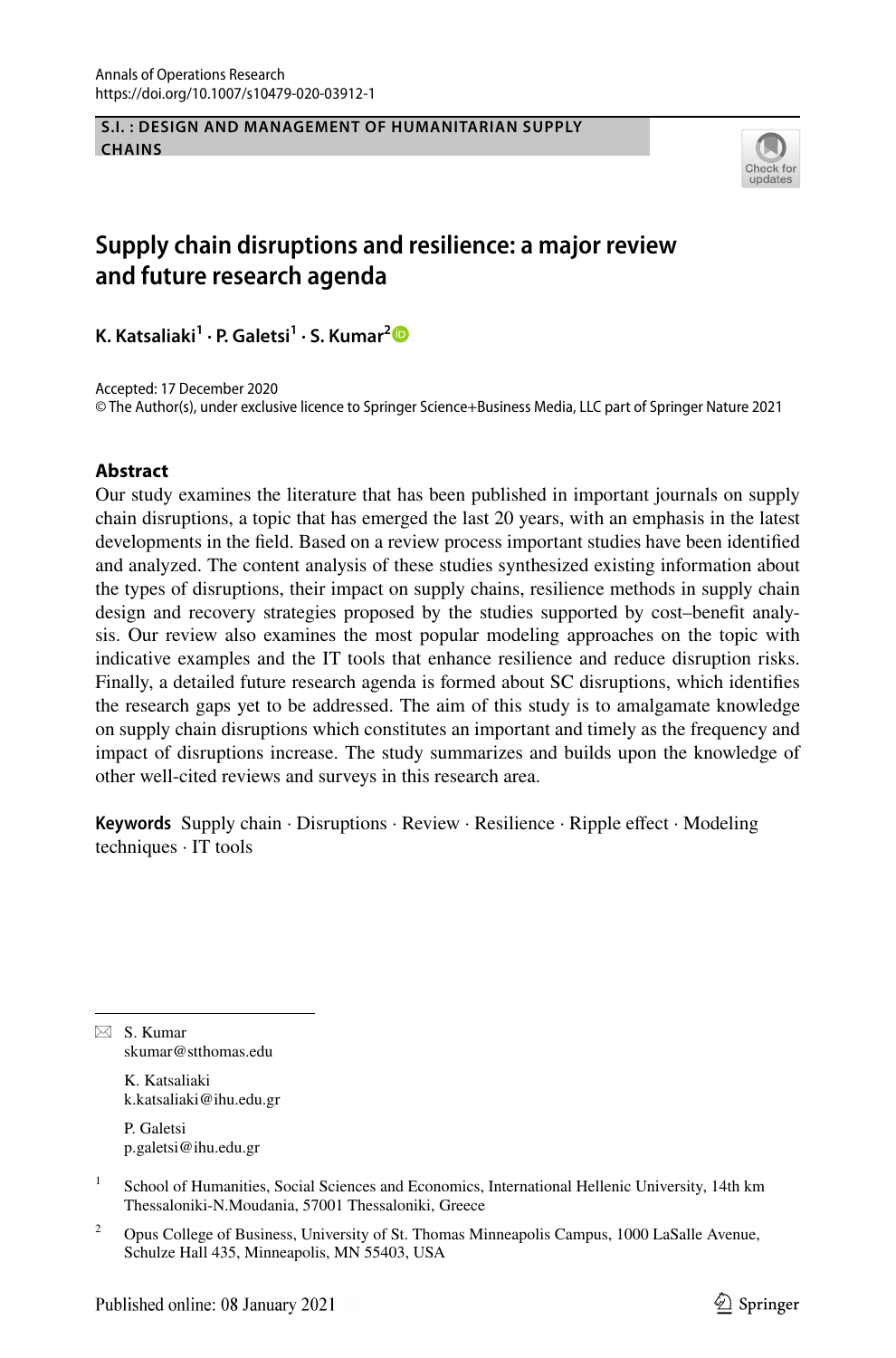Annals of Operations Research
https://doi.org/10.1007/s10479-020-03912-1

**S.I. : DESIGN AND MANAGEMENT OF HUMANITARIAN SUPPLY CHAINS**

# Supply chain disruptions and resilience: a major review and future research agenda

**K. Katsaliaki[1] · P. Galetsi[1] · S. Kumar[2]**

Accepted: 17 December 2020
© The Author(s), under exclusive licence to Springer Science+Business Media, LLC part of Springer Nature 2021

## Abstract

Our study examines the literature that has been published in important journals on supply chain disruptions, a topic that has emerged the last 20 years, with an emphasis in the latest developments in the field. Based on a review process important studies have been identified and analyzed. The content analysis of these studies synthesized existing information about the types of disruptions, their impact on supply chains, resilience methods in supply chain design and recovery strategies proposed by the studies supported by cost–benefit analysis. Our review also examines the most popular modeling approaches on the topic with indicative examples and the IT tools that enhance resilience and reduce disruption risks. Finally, a detailed future research agenda is formed about SC disruptions, which identifies the research gaps yet to be addressed. The aim of this study is to amalgamate knowledge on supply chain disruptions which constitutes an important and timely as the frequency and impact of disruptions increase. The study summarizes and builds upon the knowledge of other well-cited reviews and surveys in this research area.

**Keywords** Supply chain · Disruptions · Review · Resilience · Ripple effect · Modeling techniques · IT tools

---

✉ S. Kumar
skumar@stthomas.edu

K. Katsaliaki
k.katsaliaki@ihu.edu.gr

P. Galetsi
p.galetsi@ihu.edu.gr

[1] School of Humanities, Social Sciences and Economics, International Hellenic University, 14th km Thessaloniki-N.Moudania, 57001 Thessaloniki, Greece

[2] Opus College of Business, University of St. Thomas Minneapolis Campus, 1000 LaSalle Avenue, Schulze Hall 435, Minneapolis, MN 55403, USA

Published online: 08 January 2021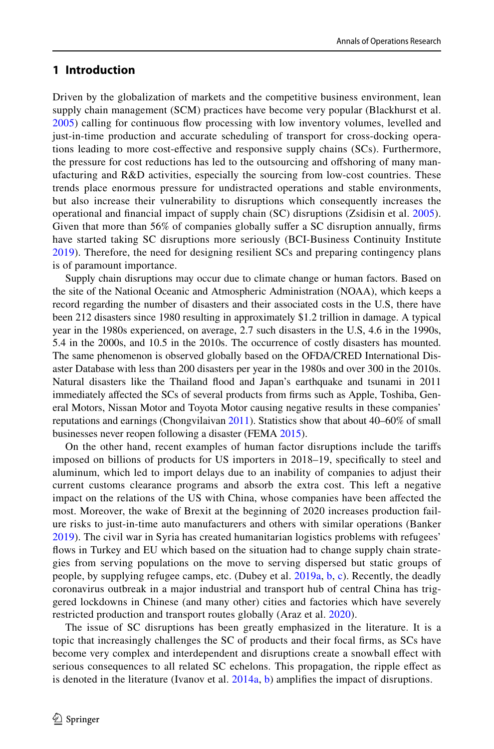## 1 Introduction

Driven by the globalization of markets and the competitive business environment, lean supply chain management (SCM) practices have become very popular (Blackhurst et al. 2005) calling for continuous flow processing with low inventory volumes, levelled and just-in-time production and accurate scheduling of transport for cross-docking operations leading to more cost-effective and responsive supply chains (SCs). Furthermore, the pressure for cost reductions has led to the outsourcing and offshoring of many manufacturing and R&D activities, especially the sourcing from low-cost countries. These trends place enormous pressure for undistracted operations and stable environments, but also increase their vulnerability to disruptions which consequently increases the operational and financial impact of supply chain (SC) disruptions (Zsidisin et al. 2005). Given that more than 56% of companies globally suffer a SC disruption annually, firms have started taking SC disruptions more seriously (BCI-Business Continuity Institute 2019). Therefore, the need for designing resilient SCs and preparing contingency plans is of paramount importance.

Supply chain disruptions may occur due to climate change or human factors. Based on the site of the National Oceanic and Atmospheric Administration (NOAA), which keeps a record regarding the number of disasters and their associated costs in the U.S, there have been 212 disasters since 1980 resulting in approximately $1.2 trillion in damage. A typical year in the 1980s experienced, on average, 2.7 such disasters in the U.S, 4.6 in the 1990s, 5.4 in the 2000s, and 10.5 in the 2010s. The occurrence of costly disasters has mounted. The same phenomenon is observed globally based on the OFDA/CRED International Disaster Database with less than 200 disasters per year in the 1980s and over 300 in the 2010s. Natural disasters like the Thailand flood and Japan's earthquake and tsunami in 2011 immediately affected the SCs of several products from firms such as Apple, Toshiba, General Motors, Nissan Motor and Toyota Motor causing negative results in these companies' reputations and earnings (Chongvilaivan 2011). Statistics show that about 40–60% of small businesses never reopen following a disaster (FEMA 2015).

On the other hand, recent examples of human factor disruptions include the tariffs imposed on billions of products for US importers in 2018–19, specifically to steel and aluminum, which led to import delays due to an inability of companies to adjust their current customs clearance programs and absorb the extra cost. This left a negative impact on the relations of the US with China, whose companies have been affected the most. Moreover, the wake of Brexit at the beginning of 2020 increases production failure risks to just-in-time auto manufacturers and others with similar operations (Banker 2019). The civil war in Syria has created humanitarian logistics problems with refugees' flows in Turkey and EU which based on the situation had to change supply chain strategies from serving populations on the move to serving dispersed but static groups of people, by supplying refugee camps, etc. (Dubey et al. 2019a, b, c). Recently, the deadly coronavirus outbreak in a major industrial and transport hub of central China has triggered lockdowns in Chinese (and many other) cities and factories which have severely restricted production and transport routes globally (Araz et al. 2020).

The issue of SC disruptions has been greatly emphasized in the literature. It is a topic that increasingly challenges the SC of products and their focal firms, as SCs have become very complex and interdependent and disruptions create a snowball effect with serious consequences to all related SC echelons. This propagation, the ripple effect as is denoted in the literature (Ivanov et al. 2014a, b) amplifies the impact of disruptions.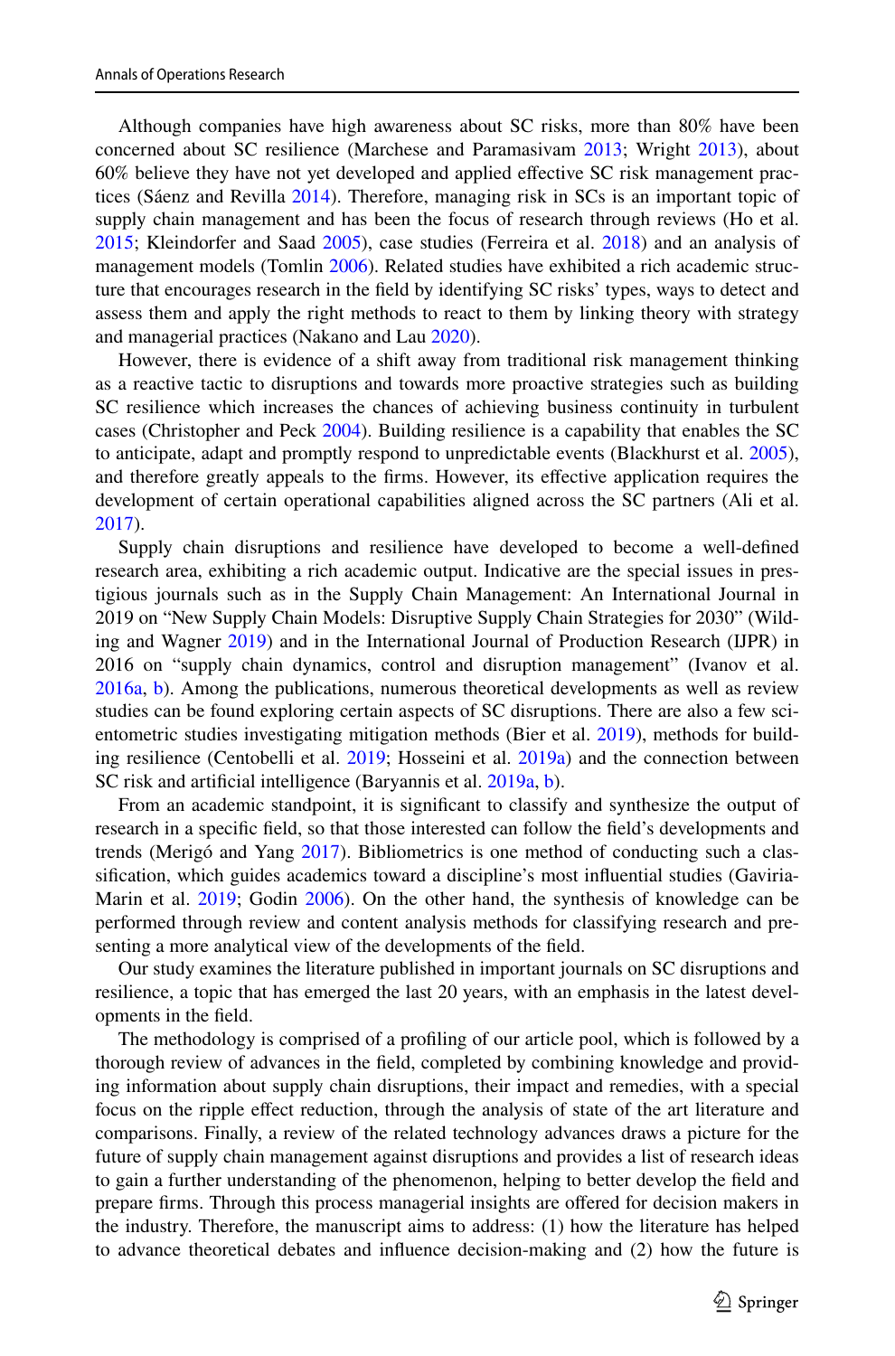Although companies have high awareness about SC risks, more than 80% have been concerned about SC resilience (Marchese and Paramasivam 2013; Wright 2013), about 60% believe they have not yet developed and applied effective SC risk management practices (Sáenz and Revilla 2014). Therefore, managing risk in SCs is an important topic of supply chain management and has been the focus of research through reviews (Ho et al. 2015; Kleindorfer and Saad 2005), case studies (Ferreira et al. 2018) and an analysis of management models (Tomlin 2006). Related studies have exhibited a rich academic structure that encourages research in the field by identifying SC risks' types, ways to detect and assess them and apply the right methods to react to them by linking theory with strategy and managerial practices (Nakano and Lau 2020).

However, there is evidence of a shift away from traditional risk management thinking as a reactive tactic to disruptions and towards more proactive strategies such as building SC resilience which increases the chances of achieving business continuity in turbulent cases (Christopher and Peck 2004). Building resilience is a capability that enables the SC to anticipate, adapt and promptly respond to unpredictable events (Blackhurst et al. 2005), and therefore greatly appeals to the firms. However, its effective application requires the development of certain operational capabilities aligned across the SC partners (Ali et al. 2017).

Supply chain disruptions and resilience have developed to become a well-defined research area, exhibiting a rich academic output. Indicative are the special issues in prestigious journals such as in the Supply Chain Management: An International Journal in 2019 on "New Supply Chain Models: Disruptive Supply Chain Strategies for 2030" (Wilding and Wagner 2019) and in the International Journal of Production Research (IJPR) in 2016 on "supply chain dynamics, control and disruption management" (Ivanov et al. 2016a, b). Among the publications, numerous theoretical developments as well as review studies can be found exploring certain aspects of SC disruptions. There are also a few scientometric studies investigating mitigation methods (Bier et al. 2019), methods for building resilience (Centobelli et al. 2019; Hosseini et al. 2019a) and the connection between SC risk and artificial intelligence (Baryannis et al. 2019a, b).

From an academic standpoint, it is significant to classify and synthesize the output of research in a specific field, so that those interested can follow the field's developments and trends (Merigó and Yang 2017). Bibliometrics is one method of conducting such a classification, which guides academics toward a discipline's most influential studies (Gaviria-Marin et al. 2019; Godin 2006). On the other hand, the synthesis of knowledge can be performed through review and content analysis methods for classifying research and presenting a more analytical view of the developments of the field.

Our study examines the literature published in important journals on SC disruptions and resilience, a topic that has emerged the last 20 years, with an emphasis in the latest developments in the field.

The methodology is comprised of a profiling of our article pool, which is followed by a thorough review of advances in the field, completed by combining knowledge and providing information about supply chain disruptions, their impact and remedies, with a special focus on the ripple effect reduction, through the analysis of state of the art literature and comparisons. Finally, a review of the related technology advances draws a picture for the future of supply chain management against disruptions and provides a list of research ideas to gain a further understanding of the phenomenon, helping to better develop the field and prepare firms. Through this process managerial insights are offered for decision makers in the industry. Therefore, the manuscript aims to address: (1) how the literature has helped to advance theoretical debates and influence decision-making and (2) how the future is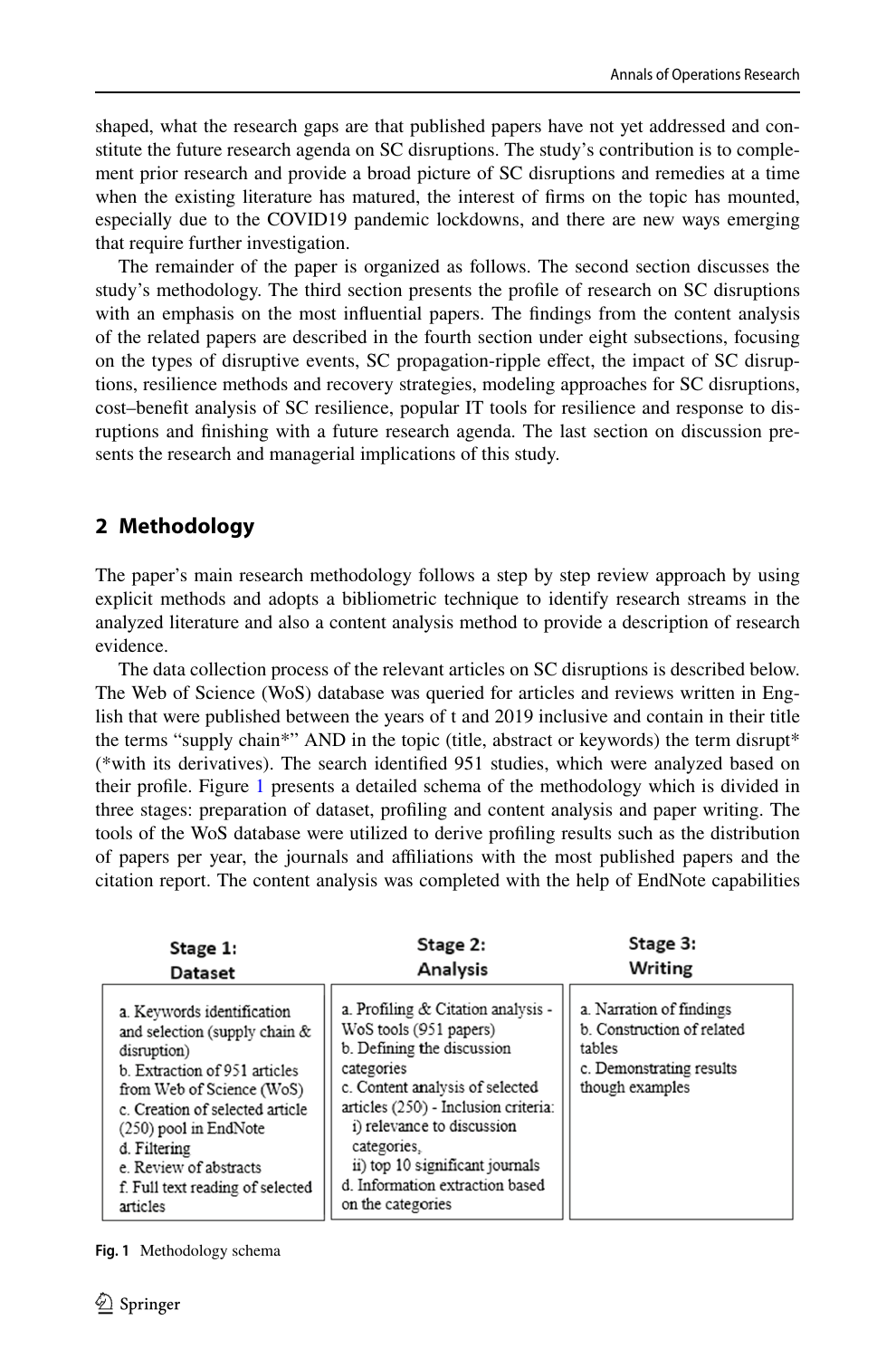shaped, what the research gaps are that published papers have not yet addressed and constitute the future research agenda on SC disruptions. The study's contribution is to complement prior research and provide a broad picture of SC disruptions and remedies at a time when the existing literature has matured, the interest of firms on the topic has mounted, especially due to the COVID19 pandemic lockdowns, and there are new ways emerging that require further investigation.

The remainder of the paper is organized as follows. The second section discusses the study's methodology. The third section presents the profile of research on SC disruptions with an emphasis on the most influential papers. The findings from the content analysis of the related papers are described in the fourth section under eight subsections, focusing on the types of disruptive events, SC propagation-ripple effect, the impact of SC disruptions, resilience methods and recovery strategies, modeling approaches for SC disruptions, cost–benefit analysis of SC resilience, popular IT tools for resilience and response to disruptions and finishing with a future research agenda. The last section on discussion presents the research and managerial implications of this study.

## 2 Methodology

The paper's main research methodology follows a step by step review approach by using explicit methods and adopts a bibliometric technique to identify research streams in the analyzed literature and also a content analysis method to provide a description of research evidence.

The data collection process of the relevant articles on SC disruptions is described below. The Web of Science (WoS) database was queried for articles and reviews written in English that were published between the years of t and 2019 inclusive and contain in their title the terms "supply chain*" AND in the topic (title, abstract or keywords) the term disrupt* (*with its derivatives). The search identified 951 studies, which were analyzed based on their profile. Figure 1 presents a detailed schema of the methodology which is divided in three stages: preparation of dataset, profiling and content analysis and paper writing. The tools of the WoS database were utilized to derive profiling results such as the distribution of papers per year, the journals and affiliations with the most published papers and the citation report. The content analysis was completed with the help of EndNote capabilities

| Stage 1: Dataset | Stage 2: Analysis | Stage 3: Writing |
|---|---|---|
| a. Keywords identification and selection (supply chain & disruption)<br>b. Extraction of 951 articles from Web of Science (WoS)<br>c. Creation of selected article (250) pool in EndNote<br>d. Filtering<br>e. Review of abstracts<br>f. Full text reading of selected articles | a. Profiling & Citation analysis - WoS tools (951 papers)<br>b. Defining the discussion categories<br>c. Content analysis of selected articles (250) - Inclusion criteria:<br>i) relevance to discussion categories,<br>ii) top 10 significant journals<br>d. Information extraction based on the categories | a. Narration of findings<br>b. Construction of related tables<br>c. Demonstrating results though examples |

**Fig. 1** Methodology schema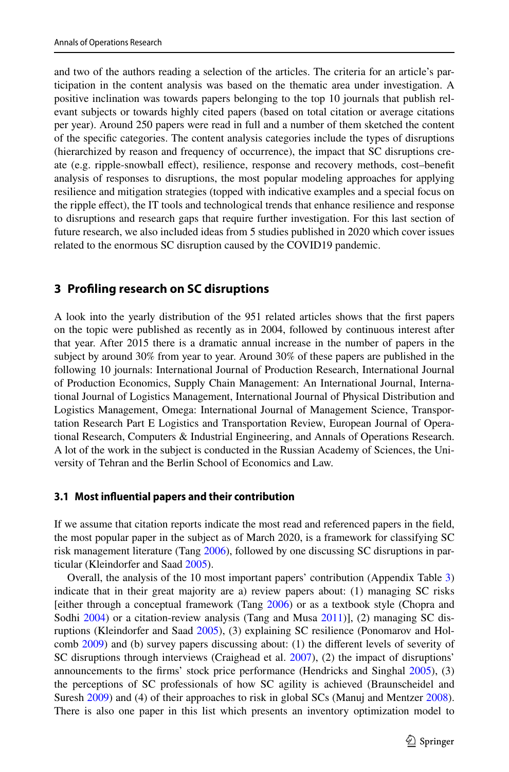and two of the authors reading a selection of the articles. The criteria for an article's participation in the content analysis was based on the thematic area under investigation. A positive inclination was towards papers belonging to the top 10 journals that publish relevant subjects or towards highly cited papers (based on total citation or average citations per year). Around 250 papers were read in full and a number of them sketched the content of the specific categories. The content analysis categories include the types of disruptions (hierarchized by reason and frequency of occurrence), the impact that SC disruptions create (e.g. ripple-snowball effect), resilience, response and recovery methods, cost–benefit analysis of responses to disruptions, the most popular modeling approaches for applying resilience and mitigation strategies (topped with indicative examples and a special focus on the ripple effect), the IT tools and technological trends that enhance resilience and response to disruptions and research gaps that require further investigation. For this last section of future research, we also included ideas from 5 studies published in 2020 which cover issues related to the enormous SC disruption caused by the COVID19 pandemic.

## 3 Profiling research on SC disruptions

A look into the yearly distribution of the 951 related articles shows that the first papers on the topic were published as recently as in 2004, followed by continuous interest after that year. After 2015 there is a dramatic annual increase in the number of papers in the subject by around 30% from year to year. Around 30% of these papers are published in the following 10 journals: International Journal of Production Research, International Journal of Production Economics, Supply Chain Management: An International Journal, International Journal of Logistics Management, International Journal of Physical Distribution and Logistics Management, Omega: International Journal of Management Science, Transportation Research Part E Logistics and Transportation Review, European Journal of Operational Research, Computers & Industrial Engineering, and Annals of Operations Research. A lot of the work in the subject is conducted in the Russian Academy of Sciences, the University of Tehran and the Berlin School of Economics and Law.

### 3.1 Most influential papers and their contribution

If we assume that citation reports indicate the most read and referenced papers in the field, the most popular paper in the subject as of March 2020, is a framework for classifying SC risk management literature (Tang 2006), followed by one discussing SC disruptions in particular (Kleindorfer and Saad 2005).

Overall, the analysis of the 10 most important papers' contribution (Appendix Table 3) indicate that in their great majority are a) review papers about: (1) managing SC risks [either through a conceptual framework (Tang 2006) or as a textbook style (Chopra and Sodhi 2004) or a citation-review analysis (Tang and Musa 2011)], (2) managing SC disruptions (Kleindorfer and Saad 2005), (3) explaining SC resilience (Ponomarov and Holcomb 2009) and (b) survey papers discussing about: (1) the different levels of severity of SC disruptions through interviews (Craighead et al. 2007), (2) the impact of disruptions' announcements to the firms' stock price performance (Hendricks and Singhal 2005), (3) the perceptions of SC professionals of how SC agility is achieved (Braunscheidel and Suresh 2009) and (4) of their approaches to risk in global SCs (Manuj and Mentzer 2008). There is also one paper in this list which presents an inventory optimization model to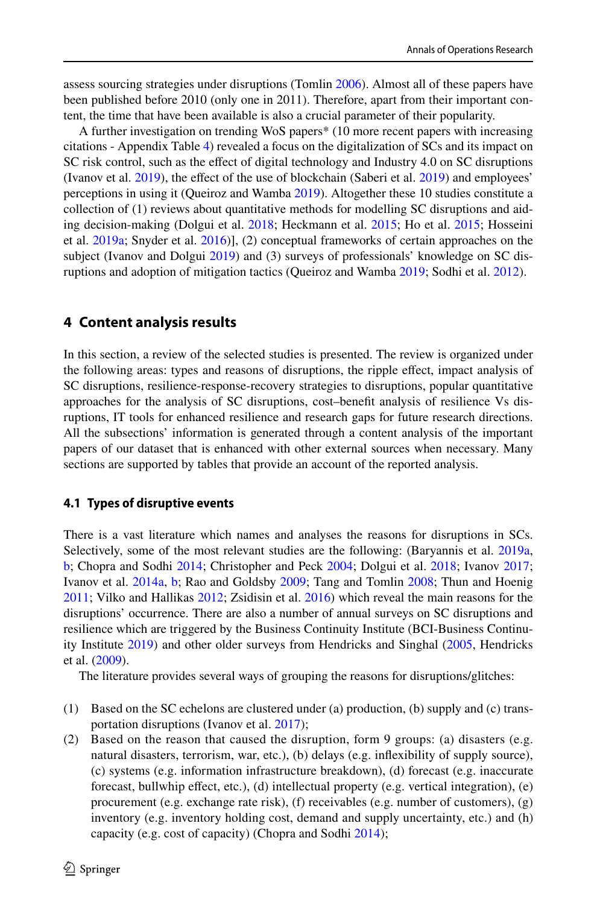assess sourcing strategies under disruptions (Tomlin 2006). Almost all of these papers have been published before 2010 (only one in 2011). Therefore, apart from their important content, the time that have been available is also a crucial parameter of their popularity.

A further investigation on trending WoS papers* (10 more recent papers with increasing citations - Appendix Table 4) revealed a focus on the digitalization of SCs and its impact on SC risk control, such as the effect of digital technology and Industry 4.0 on SC disruptions (Ivanov et al. 2019), the effect of the use of blockchain (Saberi et al. 2019) and employees' perceptions in using it (Queiroz and Wamba 2019). Altogether these 10 studies constitute a collection of (1) reviews about quantitative methods for modelling SC disruptions and aiding decision-making (Dolgui et al. 2018; Heckmann et al. 2015; Ho et al. 2015; Hosseini et al. 2019a; Snyder et al. 2016)], (2) conceptual frameworks of certain approaches on the subject (Ivanov and Dolgui 2019) and (3) surveys of professionals' knowledge on SC disruptions and adoption of mitigation tactics (Queiroz and Wamba 2019; Sodhi et al. 2012).

## 4 Content analysis results

In this section, a review of the selected studies is presented. The review is organized under the following areas: types and reasons of disruptions, the ripple effect, impact analysis of SC disruptions, resilience-response-recovery strategies to disruptions, popular quantitative approaches for the analysis of SC disruptions, cost–benefit analysis of resilience Vs disruptions, IT tools for enhanced resilience and research gaps for future research directions. All the subsections' information is generated through a content analysis of the important papers of our dataset that is enhanced with other external sources when necessary. Many sections are supported by tables that provide an account of the reported analysis.

### 4.1 Types of disruptive events

There is a vast literature which names and analyses the reasons for disruptions in SCs. Selectively, some of the most relevant studies are the following: (Baryannis et al. 2019a, b; Chopra and Sodhi 2014; Christopher and Peck 2004; Dolgui et al. 2018; Ivanov 2017; Ivanov et al. 2014a, b; Rao and Goldsby 2009; Tang and Tomlin 2008; Thun and Hoenig 2011; Vilko and Hallikas 2012; Zsidisin et al. 2016) which reveal the main reasons for the disruptions' occurrence. There are also a number of annual surveys on SC disruptions and resilience which are triggered by the Business Continuity Institute (BCI-Business Continuity Institute 2019) and other older surveys from Hendricks and Singhal (2005, Hendricks et al. (2009).

The literature provides several ways of grouping the reasons for disruptions/glitches:

(1) Based on the SC echelons are clustered under (a) production, (b) supply and (c) transportation disruptions (Ivanov et al. 2017);

(2) Based on the reason that caused the disruption, form 9 groups: (a) disasters (e.g. natural disasters, terrorism, war, etc.), (b) delays (e.g. inflexibility of supply source), (c) systems (e.g. information infrastructure breakdown), (d) forecast (e.g. inaccurate forecast, bullwhip effect, etc.), (d) intellectual property (e.g. vertical integration), (e) procurement (e.g. exchange rate risk), (f) receivables (e.g. number of customers), (g) inventory (e.g. inventory holding cost, demand and supply uncertainty, etc.) and (h) capacity (e.g. cost of capacity) (Chopra and Sodhi 2014);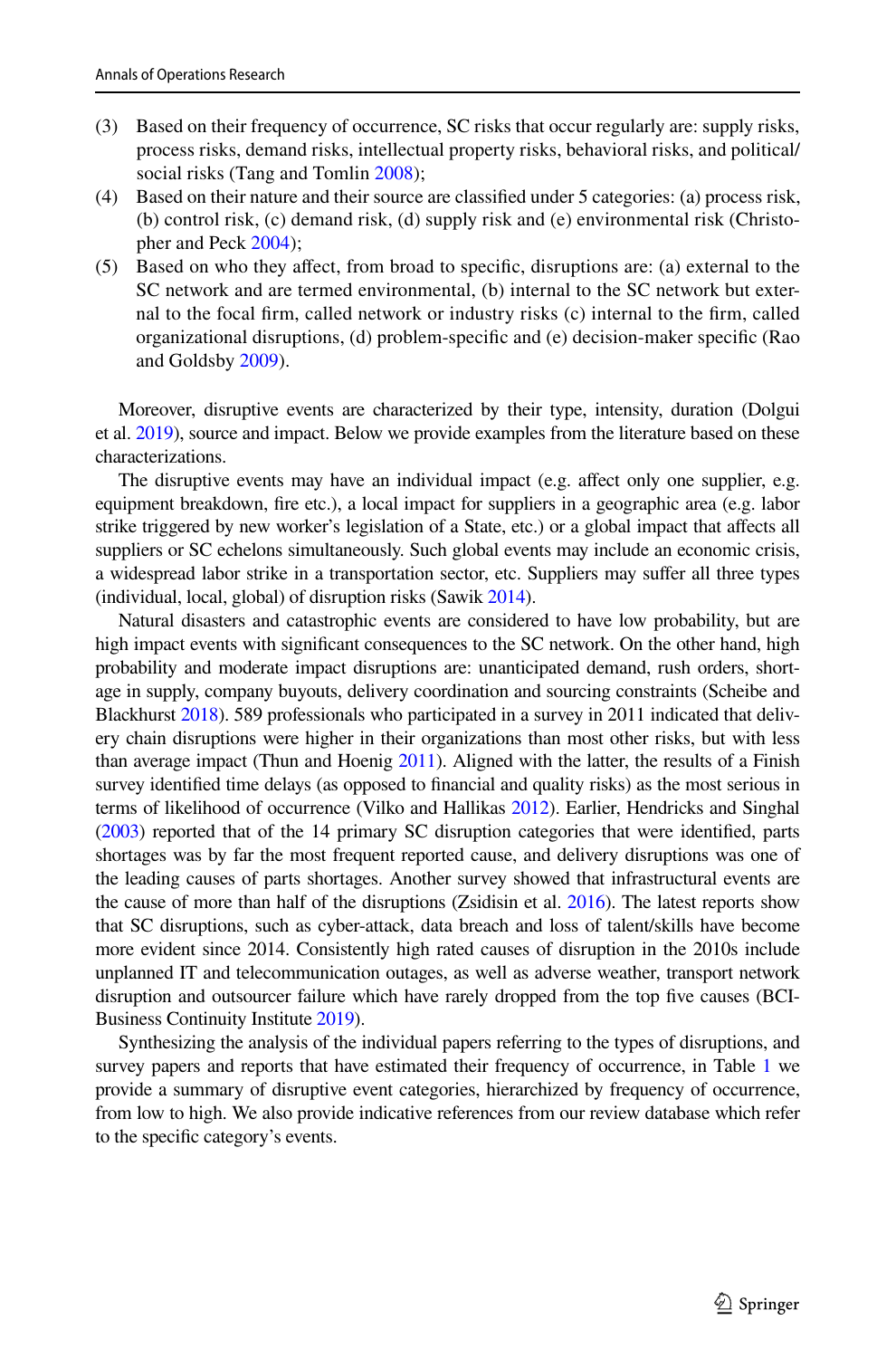(3) Based on their frequency of occurrence, SC risks that occur regularly are: supply risks, process risks, demand risks, intellectual property risks, behavioral risks, and political/social risks (Tang and Tomlin 2008);

(4) Based on their nature and their source are classified under 5 categories: (a) process risk, (b) control risk, (c) demand risk, (d) supply risk and (e) environmental risk (Christopher and Peck 2004);

(5) Based on who they affect, from broad to specific, disruptions are: (a) external to the SC network and are termed environmental, (b) internal to the SC network but external to the focal firm, called network or industry risks (c) internal to the firm, called organizational disruptions, (d) problem-specific and (e) decision-maker specific (Rao and Goldsby 2009).

Moreover, disruptive events are characterized by their type, intensity, duration (Dolgui et al. 2019), source and impact. Below we provide examples from the literature based on these characterizations.

The disruptive events may have an individual impact (e.g. affect only one supplier, e.g. equipment breakdown, fire etc.), a local impact for suppliers in a geographic area (e.g. labor strike triggered by new worker's legislation of a State, etc.) or a global impact that affects all suppliers or SC echelons simultaneously. Such global events may include an economic crisis, a widespread labor strike in a transportation sector, etc. Suppliers may suffer all three types (individual, local, global) of disruption risks (Sawik 2014).

Natural disasters and catastrophic events are considered to have low probability, but are high impact events with significant consequences to the SC network. On the other hand, high probability and moderate impact disruptions are: unanticipated demand, rush orders, shortage in supply, company buyouts, delivery coordination and sourcing constraints (Scheibe and Blackhurst 2018). 589 professionals who participated in a survey in 2011 indicated that delivery chain disruptions were higher in their organizations than most other risks, but with less than average impact (Thun and Hoenig 2011). Aligned with the latter, the results of a Finish survey identified time delays (as opposed to financial and quality risks) as the most serious in terms of likelihood of occurrence (Vilko and Hallikas 2012). Earlier, Hendricks and Singhal (2003) reported that of the 14 primary SC disruption categories that were identified, parts shortages was by far the most frequent reported cause, and delivery disruptions was one of the leading causes of parts shortages. Another survey showed that infrastructural events are the cause of more than half of the disruptions (Zsidisin et al. 2016). The latest reports show that SC disruptions, such as cyber-attack, data breach and loss of talent/skills have become more evident since 2014. Consistently high rated causes of disruption in the 2010s include unplanned IT and telecommunication outages, as well as adverse weather, transport network disruption and outsourcer failure which have rarely dropped from the top five causes (BCI-Business Continuity Institute 2019).

Synthesizing the analysis of the individual papers referring to the types of disruptions, and survey papers and reports that have estimated their frequency of occurrence, in Table 1 we provide a summary of disruptive event categories, hierarchized by frequency of occurrence, from low to high. We also provide indicative references from our review database which refer to the specific category's events.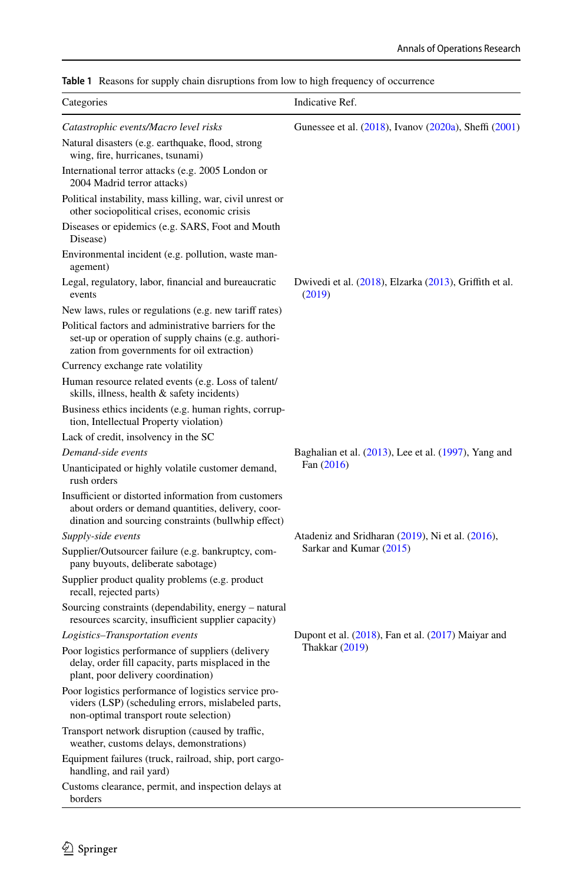**Table 1** Reasons for supply chain disruptions from low to high frequency of occurrence

| Categories | Indicative Ref. |
|---|---|
| *Catastrophic events/Macro level risks* | Gunessee et al. (2018), Ivanov (2020a), Sheffi (2001) |
| Natural disasters (e.g. earthquake, flood, strong wing, fire, hurricanes, tsunami) | |
| International terror attacks (e.g. 2005 London or 2004 Madrid terror attacks) | |
| Political instability, mass killing, war, civil unrest or other sociopolitical crises, economic crisis | |
| Diseases or epidemics (e.g. SARS, Foot and Mouth Disease) | |
| Environmental incident (e.g. pollution, waste management) | |
| Legal, regulatory, labor, financial and bureaucratic events | Dwivedi et al. (2018), Elzarka (2013), Griffith et al. (2019) |
| New laws, rules or regulations (e.g. new tariff rates) | |
| Political factors and administrative barriers for the set-up or operation of supply chains (e.g. authorization from governments for oil extraction) | |
| Currency exchange rate volatility | |
| Human resource related events (e.g. Loss of talent/skills, illness, health & safety incidents) | |
| Business ethics incidents (e.g. human rights, corruption, Intellectual Property violation) | |
| Lack of credit, insolvency in the SC | |
| *Demand-side events* | Baghalian et al. (2013), Lee et al. (1997), Yang and Fan (2016) |
| Unanticipated or highly volatile customer demand, rush orders | |
| Insufficient or distorted information from customers about orders or demand quantities, delivery, coordination and sourcing constraints (bullwhip effect) | |
| *Supply-side events* | Atadeniz and Sridharan (2019), Ni et al. (2016), Sarkar and Kumar (2015) |
| Supplier/Outsourcer failure (e.g. bankruptcy, company buyouts, deliberate sabotage) | |
| Supplier product quality problems (e.g. product recall, rejected parts) | |
| Sourcing constraints (dependability, energy – natural resources scarcity, insufficient supplier capacity) | |
| *Logistics–Transportation events* | Dupont et al. (2018), Fan et al. (2017) Maiyar and Thakkar (2019) |
| Poor logistics performance of suppliers (delivery delay, order fill capacity, parts misplaced in the plant, poor delivery coordination) | |
| Poor logistics performance of logistics service providers (LSP) (scheduling errors, mislabeled parts, non-optimal transport route selection) | |
| Transport network disruption (caused by traffic, weather, customs delays, demonstrations) | |
| Equipment failures (truck, railroad, ship, port cargo-handling, and rail yard) | |
| Customs clearance, permit, and inspection delays at borders | |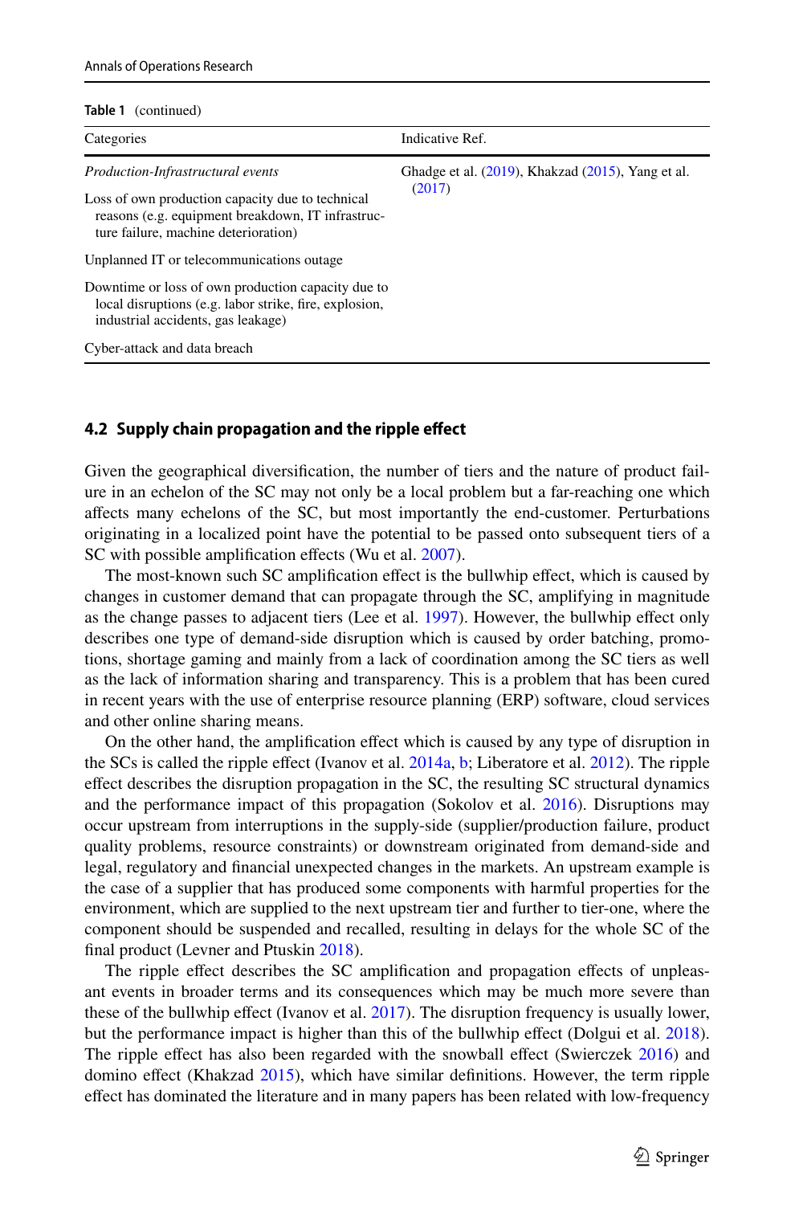**Table 1** (continued)

| Categories | Indicative Ref. |
|---|---|
| *Production-Infrastructural events* | Ghadge et al. (2019), Khakzad (2015), Yang et al. (2017) |
| Loss of own production capacity due to technical reasons (e.g. equipment breakdown, IT infrastructure failure, machine deterioration) | |
| Unplanned IT or telecommunications outage | |
| Downtime or loss of own production capacity due to local disruptions (e.g. labor strike, fire, explosion, industrial accidents, gas leakage) | |
| Cyber-attack and data breach | |

### 4.2 Supply chain propagation and the ripple effect

Given the geographical diversification, the number of tiers and the nature of product failure in an echelon of the SC may not only be a local problem but a far-reaching one which affects many echelons of the SC, but most importantly the end-customer. Perturbations originating in a localized point have the potential to be passed onto subsequent tiers of a SC with possible amplification effects (Wu et al. 2007).

The most-known such SC amplification effect is the bullwhip effect, which is caused by changes in customer demand that can propagate through the SC, amplifying in magnitude as the change passes to adjacent tiers (Lee et al. 1997). However, the bullwhip effect only describes one type of demand-side disruption which is caused by order batching, promotions, shortage gaming and mainly from a lack of coordination among the SC tiers as well as the lack of information sharing and transparency. This is a problem that has been cured in recent years with the use of enterprise resource planning (ERP) software, cloud services and other online sharing means.

On the other hand, the amplification effect which is caused by any type of disruption in the SCs is called the ripple effect (Ivanov et al. 2014a, b; Liberatore et al. 2012). The ripple effect describes the disruption propagation in the SC, the resulting SC structural dynamics and the performance impact of this propagation (Sokolov et al. 2016). Disruptions may occur upstream from interruptions in the supply-side (supplier/production failure, product quality problems, resource constraints) or downstream originated from demand-side and legal, regulatory and financial unexpected changes in the markets. An upstream example is the case of a supplier that has produced some components with harmful properties for the environment, which are supplied to the next upstream tier and further to tier-one, where the component should be suspended and recalled, resulting in delays for the whole SC of the final product (Levner and Ptuskin 2018).

The ripple effect describes the SC amplification and propagation effects of unpleasant events in broader terms and its consequences which may be much more severe than these of the bullwhip effect (Ivanov et al. 2017). The disruption frequency is usually lower, but the performance impact is higher than this of the bullwhip effect (Dolgui et al. 2018). The ripple effect has also been regarded with the snowball effect (Swierczek 2016) and domino effect (Khakzad 2015), which have similar definitions. However, the term ripple effect has dominated the literature and in many papers has been related with low-frequency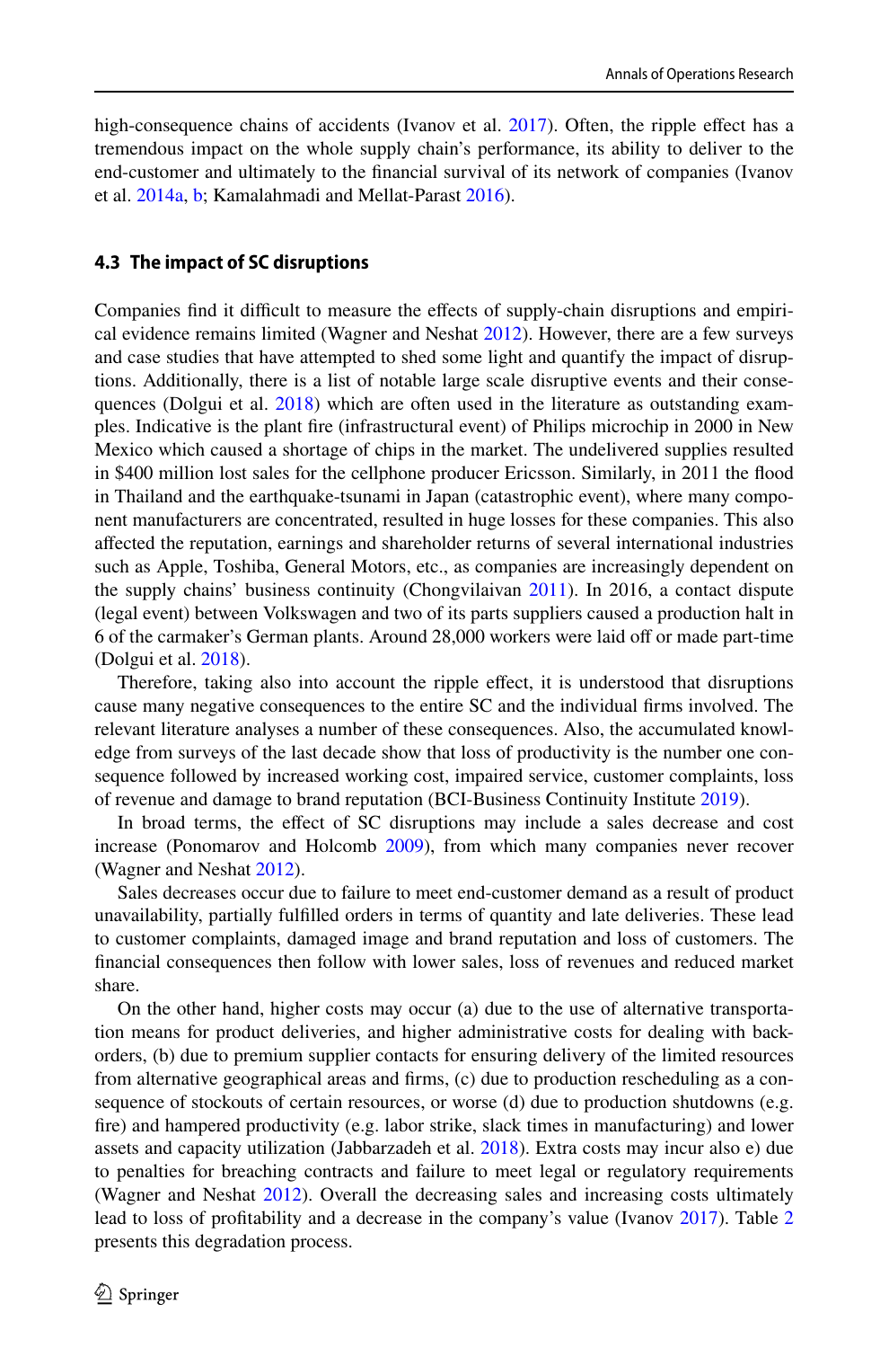high-consequence chains of accidents (Ivanov et al. 2017). Often, the ripple effect has a tremendous impact on the whole supply chain's performance, its ability to deliver to the end-customer and ultimately to the financial survival of its network of companies (Ivanov et al. 2014a, b; Kamalahmadi and Mellat-Parast 2016).

### 4.3 The impact of SC disruptions

Companies find it difficult to measure the effects of supply-chain disruptions and empirical evidence remains limited (Wagner and Neshat 2012). However, there are a few surveys and case studies that have attempted to shed some light and quantify the impact of disruptions. Additionally, there is a list of notable large scale disruptive events and their consequences (Dolgui et al. 2018) which are often used in the literature as outstanding examples. Indicative is the plant fire (infrastructural event) of Philips microchip in 2000 in New Mexico which caused a shortage of chips in the market. The undelivered supplies resulted in $400 million lost sales for the cellphone producer Ericsson. Similarly, in 2011 the flood in Thailand and the earthquake-tsunami in Japan (catastrophic event), where many component manufacturers are concentrated, resulted in huge losses for these companies. This also affected the reputation, earnings and shareholder returns of several international industries such as Apple, Toshiba, General Motors, etc., as companies are increasingly dependent on the supply chains' business continuity (Chongvilaivan 2011). In 2016, a contact dispute (legal event) between Volkswagen and two of its parts suppliers caused a production halt in 6 of the carmaker's German plants. Around 28,000 workers were laid off or made part-time (Dolgui et al. 2018).

Therefore, taking also into account the ripple effect, it is understood that disruptions cause many negative consequences to the entire SC and the individual firms involved. The relevant literature analyses a number of these consequences. Also, the accumulated knowledge from surveys of the last decade show that loss of productivity is the number one consequence followed by increased working cost, impaired service, customer complaints, loss of revenue and damage to brand reputation (BCI-Business Continuity Institute 2019).

In broad terms, the effect of SC disruptions may include a sales decrease and cost increase (Ponomarov and Holcomb 2009), from which many companies never recover (Wagner and Neshat 2012).

Sales decreases occur due to failure to meet end-customer demand as a result of product unavailability, partially fulfilled orders in terms of quantity and late deliveries. These lead to customer complaints, damaged image and brand reputation and loss of customers. The financial consequences then follow with lower sales, loss of revenues and reduced market share.

On the other hand, higher costs may occur (a) due to the use of alternative transportation means for product deliveries, and higher administrative costs for dealing with backorders, (b) due to premium supplier contacts for ensuring delivery of the limited resources from alternative geographical areas and firms, (c) due to production rescheduling as a consequence of stockouts of certain resources, or worse (d) due to production shutdowns (e.g. fire) and hampered productivity (e.g. labor strike, slack times in manufacturing) and lower assets and capacity utilization (Jabbarzadeh et al. 2018). Extra costs may incur also e) due to penalties for breaching contracts and failure to meet legal or regulatory requirements (Wagner and Neshat 2012). Overall the decreasing sales and increasing costs ultimately lead to loss of profitability and a decrease in the company's value (Ivanov 2017). Table 2 presents this degradation process.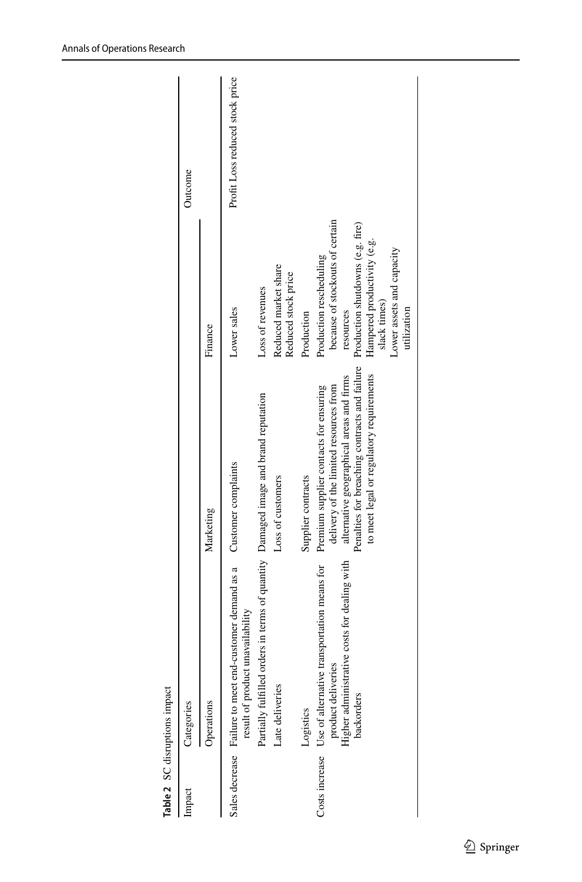**Table 2** SC disruptions impact

| Impact | Categories | | | Outcome |
|---|---|---|---|---|
| | Operations | Marketing | Finance | |
| Sales decrease | Failure to meet end-customer demand as a result of product unavailability | Customer complaints | Lower sales | Profit Loss reduced stock price |
| | Partially fulfilled orders in terms of quantity | Damaged image and brand reputation | Loss of revenues | |
| | Late deliveries | Loss of customers | Reduced market share<br>Reduced stock price | |
| | Logistics | Supplier contracts | Production | |
| Costs increase | Use of alternative transportation means for product deliveries<br>Higher administrative costs for dealing with backorders | Premium supplier contacts for ensuring delivery of the limited resources from alternative geographical areas and firms<br>Penalties for breaching contracts and failure to meet legal or regulatory requirements | Production rescheduling because of stockouts of certain resources<br>Production shutdowns (e.g. fire)<br>Hampered productivity (e.g. slack times)<br>Lower assets and capacity utilization | |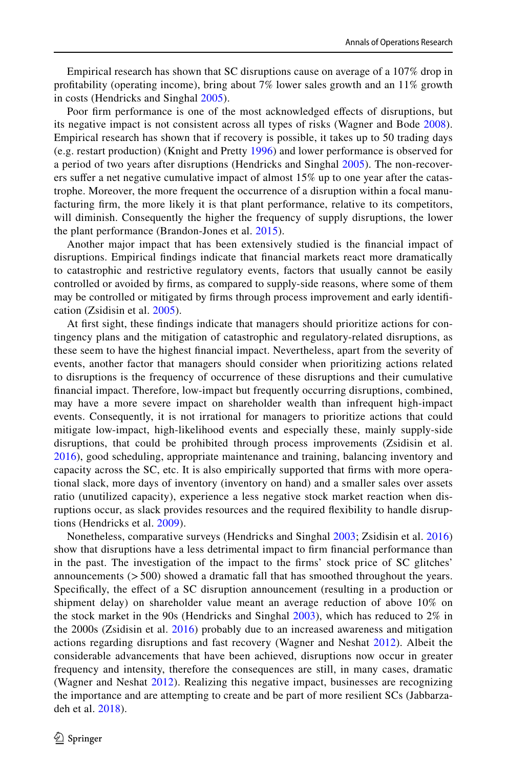Empirical research has shown that SC disruptions cause on average of a 107% drop in profitability (operating income), bring about 7% lower sales growth and an 11% growth in costs (Hendricks and Singhal 2005).

Poor firm performance is one of the most acknowledged effects of disruptions, but its negative impact is not consistent across all types of risks (Wagner and Bode 2008). Empirical research has shown that if recovery is possible, it takes up to 50 trading days (e.g. restart production) (Knight and Pretty 1996) and lower performance is observed for a period of two years after disruptions (Hendricks and Singhal 2005). The non-recoverers suffer a net negative cumulative impact of almost 15% up to one year after the catastrophe. Moreover, the more frequent the occurrence of a disruption within a focal manufacturing firm, the more likely it is that plant performance, relative to its competitors, will diminish. Consequently the higher the frequency of supply disruptions, the lower the plant performance (Brandon-Jones et al. 2015).

Another major impact that has been extensively studied is the financial impact of disruptions. Empirical findings indicate that financial markets react more dramatically to catastrophic and restrictive regulatory events, factors that usually cannot be easily controlled or avoided by firms, as compared to supply-side reasons, where some of them may be controlled or mitigated by firms through process improvement and early identification (Zsidisin et al. 2005).

At first sight, these findings indicate that managers should prioritize actions for contingency plans and the mitigation of catastrophic and regulatory-related disruptions, as these seem to have the highest financial impact. Nevertheless, apart from the severity of events, another factor that managers should consider when prioritizing actions related to disruptions is the frequency of occurrence of these disruptions and their cumulative financial impact. Therefore, low-impact but frequently occurring disruptions, combined, may have a more severe impact on shareholder wealth than infrequent high-impact events. Consequently, it is not irrational for managers to prioritize actions that could mitigate low-impact, high-likelihood events and especially these, mainly supply-side disruptions, that could be prohibited through process improvements (Zsidisin et al. 2016), good scheduling, appropriate maintenance and training, balancing inventory and capacity across the SC, etc. It is also empirically supported that firms with more operational slack, more days of inventory (inventory on hand) and a smaller sales over assets ratio (unutilized capacity), experience a less negative stock market reaction when disruptions occur, as slack provides resources and the required flexibility to handle disruptions (Hendricks et al. 2009).

Nonetheless, comparative surveys (Hendricks and Singhal 2003; Zsidisin et al. 2016) show that disruptions have a less detrimental impact to firm financial performance than in the past. The investigation of the impact to the firms' stock price of SC glitches' announcements (> 500) showed a dramatic fall that has smoothed throughout the years. Specifically, the effect of a SC disruption announcement (resulting in a production or shipment delay) on shareholder value meant an average reduction of above 10% on the stock market in the 90s (Hendricks and Singhal 2003), which has reduced to 2% in the 2000s (Zsidisin et al. 2016) probably due to an increased awareness and mitigation actions regarding disruptions and fast recovery (Wagner and Neshat 2012). Albeit the considerable advancements that have been achieved, disruptions now occur in greater frequency and intensity, therefore the consequences are still, in many cases, dramatic (Wagner and Neshat 2012). Realizing this negative impact, businesses are recognizing the importance and are attempting to create and be part of more resilient SCs (Jabbarzadeh et al. 2018).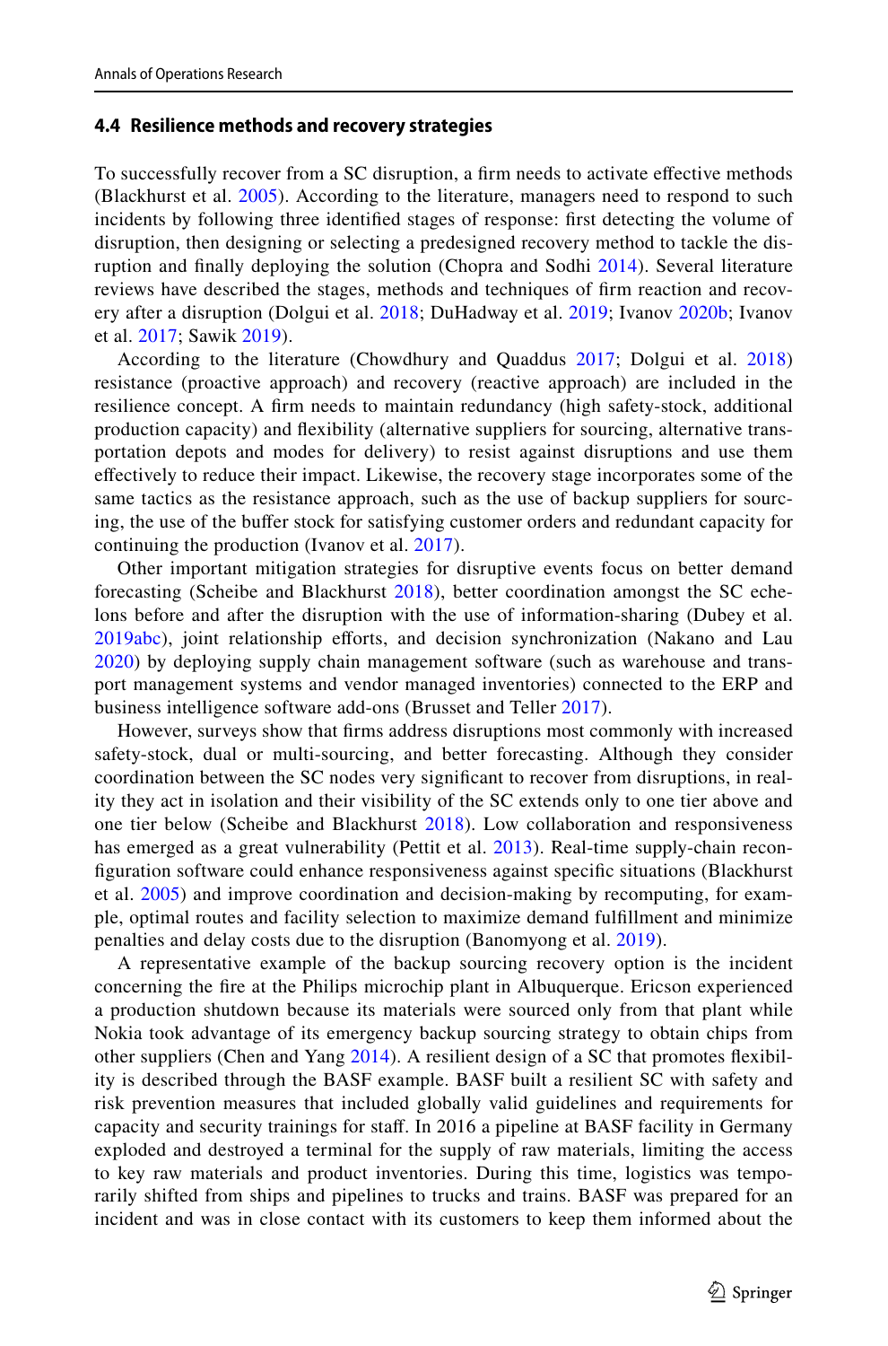### 4.4 Resilience methods and recovery strategies

To successfully recover from a SC disruption, a firm needs to activate effective methods (Blackhurst et al. 2005). According to the literature, managers need to respond to such incidents by following three identified stages of response: first detecting the volume of disruption, then designing or selecting a predesigned recovery method to tackle the disruption and finally deploying the solution (Chopra and Sodhi 2014). Several literature reviews have described the stages, methods and techniques of firm reaction and recovery after a disruption (Dolgui et al. 2018; DuHadway et al. 2019; Ivanov 2020b; Ivanov et al. 2017; Sawik 2019).

According to the literature (Chowdhury and Quaddus 2017; Dolgui et al. 2018) resistance (proactive approach) and recovery (reactive approach) are included in the resilience concept. A firm needs to maintain redundancy (high safety-stock, additional production capacity) and flexibility (alternative suppliers for sourcing, alternative transportation depots and modes for delivery) to resist against disruptions and use them effectively to reduce their impact. Likewise, the recovery stage incorporates some of the same tactics as the resistance approach, such as the use of backup suppliers for sourcing, the use of the buffer stock for satisfying customer orders and redundant capacity for continuing the production (Ivanov et al. 2017).

Other important mitigation strategies for disruptive events focus on better demand forecasting (Scheibe and Blackhurst 2018), better coordination amongst the SC echelons before and after the disruption with the use of information-sharing (Dubey et al. 2019abc), joint relationship efforts, and decision synchronization (Nakano and Lau 2020) by deploying supply chain management software (such as warehouse and transport management systems and vendor managed inventories) connected to the ERP and business intelligence software add-ons (Brusset and Teller 2017).

However, surveys show that firms address disruptions most commonly with increased safety-stock, dual or multi-sourcing, and better forecasting. Although they consider coordination between the SC nodes very significant to recover from disruptions, in reality they act in isolation and their visibility of the SC extends only to one tier above and one tier below (Scheibe and Blackhurst 2018). Low collaboration and responsiveness has emerged as a great vulnerability (Pettit et al. 2013). Real-time supply-chain reconfiguration software could enhance responsiveness against specific situations (Blackhurst et al. 2005) and improve coordination and decision-making by recomputing, for example, optimal routes and facility selection to maximize demand fulfillment and minimize penalties and delay costs due to the disruption (Banomyong et al. 2019).

A representative example of the backup sourcing recovery option is the incident concerning the fire at the Philips microchip plant in Albuquerque. Ericson experienced a production shutdown because its materials were sourced only from that plant while Nokia took advantage of its emergency backup sourcing strategy to obtain chips from other suppliers (Chen and Yang 2014). A resilient design of a SC that promotes flexibility is described through the BASF example. BASF built a resilient SC with safety and risk prevention measures that included globally valid guidelines and requirements for capacity and security trainings for staff. In 2016 a pipeline at BASF facility in Germany exploded and destroyed a terminal for the supply of raw materials, limiting the access to key raw materials and product inventories. During this time, logistics was temporarily shifted from ships and pipelines to trucks and trains. BASF was prepared for an incident and was in close contact with its customers to keep them informed about the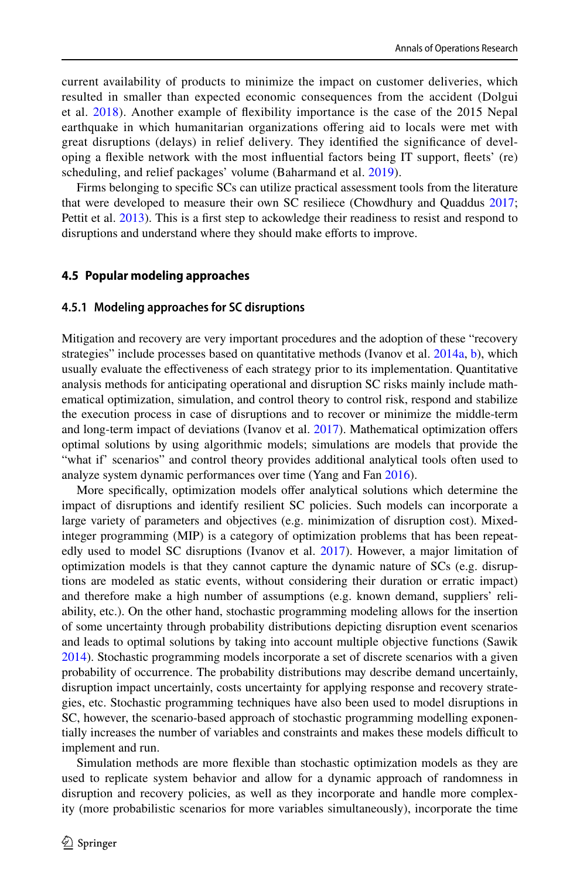current availability of products to minimize the impact on customer deliveries, which resulted in smaller than expected economic consequences from the accident (Dolgui et al. 2018). Another example of flexibility importance is the case of the 2015 Nepal earthquake in which humanitarian organizations offering aid to locals were met with great disruptions (delays) in relief delivery. They identified the significance of developing a flexible network with the most influential factors being IT support, fleets' (re) scheduling, and relief packages' volume (Baharmand et al. 2019).

Firms belonging to specific SCs can utilize practical assessment tools from the literature that were developed to measure their own SC resiliece (Chowdhury and Quaddus 2017; Pettit et al. 2013). This is a first step to ackowledge their readiness to resist and respond to disruptions and understand where they should make efforts to improve.

### 4.5 Popular modeling approaches

#### 4.5.1 Modeling approaches for SC disruptions

Mitigation and recovery are very important procedures and the adoption of these "recovery strategies" include processes based on quantitative methods (Ivanov et al. 2014a, b), which usually evaluate the effectiveness of each strategy prior to its implementation. Quantitative analysis methods for anticipating operational and disruption SC risks mainly include mathematical optimization, simulation, and control theory to control risk, respond and stabilize the execution process in case of disruptions and to recover or minimize the middle-term and long-term impact of deviations (Ivanov et al. 2017). Mathematical optimization offers optimal solutions by using algorithmic models; simulations are models that provide the "what if' scenarios" and control theory provides additional analytical tools often used to analyze system dynamic performances over time (Yang and Fan 2016).

More specifically, optimization models offer analytical solutions which determine the impact of disruptions and identify resilient SC policies. Such models can incorporate a large variety of parameters and objectives (e.g. minimization of disruption cost). Mixed-integer programming (MIP) is a category of optimization problems that has been repeatedly used to model SC disruptions (Ivanov et al. 2017). However, a major limitation of optimization models is that they cannot capture the dynamic nature of SCs (e.g. disruptions are modeled as static events, without considering their duration or erratic impact) and therefore make a high number of assumptions (e.g. known demand, suppliers' reliability, etc.). On the other hand, stochastic programming modeling allows for the insertion of some uncertainty through probability distributions depicting disruption event scenarios and leads to optimal solutions by taking into account multiple objective functions (Sawik 2014). Stochastic programming models incorporate a set of discrete scenarios with a given probability of occurrence. The probability distributions may describe demand uncertainly, disruption impact uncertainly, costs uncertainty for applying response and recovery strategies, etc. Stochastic programming techniques have also been used to model disruptions in SC, however, the scenario-based approach of stochastic programming modelling exponentially increases the number of variables and constraints and makes these models difficult to implement and run.

Simulation methods are more flexible than stochastic optimization models as they are used to replicate system behavior and allow for a dynamic approach of randomness in disruption and recovery policies, as well as they incorporate and handle more complexity (more probabilistic scenarios for more variables simultaneously), incorporate the time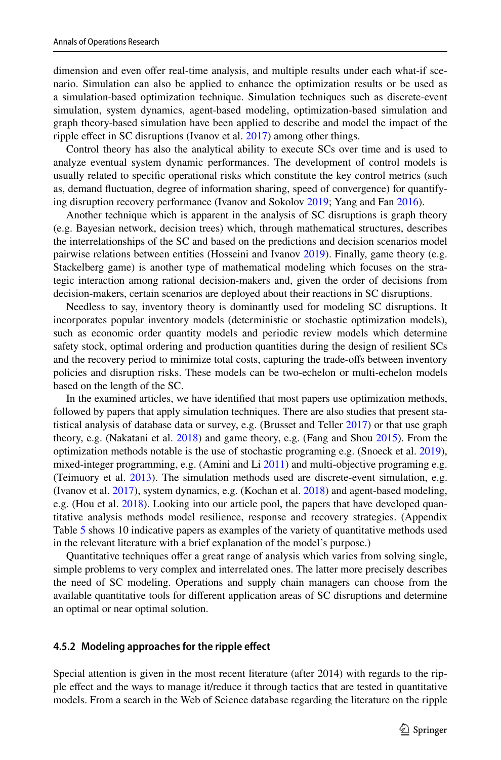dimension and even offer real-time analysis, and multiple results under each what-if scenario. Simulation can also be applied to enhance the optimization results or be used as a simulation-based optimization technique. Simulation techniques such as discrete-event simulation, system dynamics, agent-based modeling, optimization-based simulation and graph theory-based simulation have been applied to describe and model the impact of the ripple effect in SC disruptions (Ivanov et al. 2017) among other things.

Control theory has also the analytical ability to execute SCs over time and is used to analyze eventual system dynamic performances. The development of control models is usually related to specific operational risks which constitute the key control metrics (such as, demand fluctuation, degree of information sharing, speed of convergence) for quantifying disruption recovery performance (Ivanov and Sokolov 2019; Yang and Fan 2016).

Another technique which is apparent in the analysis of SC disruptions is graph theory (e.g. Bayesian network, decision trees) which, through mathematical structures, describes the interrelationships of the SC and based on the predictions and decision scenarios model pairwise relations between entities (Hosseini and Ivanov 2019). Finally, game theory (e.g. Stackelberg game) is another type of mathematical modeling which focuses on the strategic interaction among rational decision-makers and, given the order of decisions from decision-makers, certain scenarios are deployed about their reactions in SC disruptions.

Needless to say, inventory theory is dominantly used for modeling SC disruptions. It incorporates popular inventory models (deterministic or stochastic optimization models), such as economic order quantity models and periodic review models which determine safety stock, optimal ordering and production quantities during the design of resilient SCs and the recovery period to minimize total costs, capturing the trade-offs between inventory policies and disruption risks. These models can be two-echelon or multi-echelon models based on the length of the SC.

In the examined articles, we have identified that most papers use optimization methods, followed by papers that apply simulation techniques. There are also studies that present statistical analysis of database data or survey, e.g. (Brusset and Teller 2017) or that use graph theory, e.g. (Nakatani et al. 2018) and game theory, e.g. (Fang and Shou 2015). From the optimization methods notable is the use of stochastic programing e.g. (Snoeck et al. 2019), mixed-integer programming, e.g. (Amini and Li 2011) and multi-objective programing e.g. (Teimuory et al. 2013). The simulation methods used are discrete-event simulation, e.g. (Ivanov et al. 2017), system dynamics, e.g. (Kochan et al. 2018) and agent-based modeling, e.g. (Hou et al. 2018). Looking into our article pool, the papers that have developed quantitative analysis methods model resilience, response and recovery strategies. (Appendix Table 5 shows 10 indicative papers as examples of the variety of quantitative methods used in the relevant literature with a brief explanation of the model's purpose.)

Quantitative techniques offer a great range of analysis which varies from solving single, simple problems to very complex and interrelated ones. The latter more precisely describes the need of SC modeling. Operations and supply chain managers can choose from the available quantitative tools for different application areas of SC disruptions and determine an optimal or near optimal solution.

### 4.5.2 Modeling approaches for the ripple effect

Special attention is given in the most recent literature (after 2014) with regards to the ripple effect and the ways to manage it/reduce it through tactics that are tested in quantitative models. From a search in the Web of Science database regarding the literature on the ripple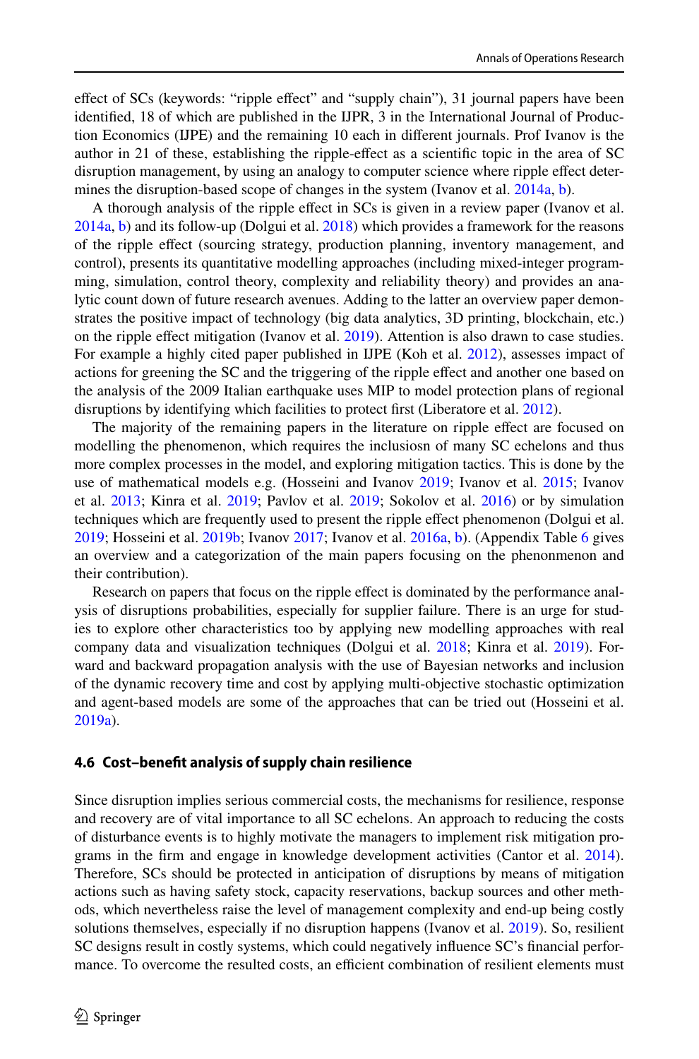effect of SCs (keywords: "ripple effect" and "supply chain"), 31 journal papers have been identified, 18 of which are published in the IJPR, 3 in the International Journal of Production Economics (IJPE) and the remaining 10 each in different journals. Prof Ivanov is the author in 21 of these, establishing the ripple-effect as a scientific topic in the area of SC disruption management, by using an analogy to computer science where ripple effect determines the disruption-based scope of changes in the system (Ivanov et al. 2014a, b).

A thorough analysis of the ripple effect in SCs is given in a review paper (Ivanov et al. 2014a, b) and its follow-up (Dolgui et al. 2018) which provides a framework for the reasons of the ripple effect (sourcing strategy, production planning, inventory management, and control), presents its quantitative modelling approaches (including mixed-integer programming, simulation, control theory, complexity and reliability theory) and provides an analytic count down of future research avenues. Adding to the latter an overview paper demonstrates the positive impact of technology (big data analytics, 3D printing, blockchain, etc.) on the ripple effect mitigation (Ivanov et al. 2019). Attention is also drawn to case studies. For example a highly cited paper published in IJPE (Koh et al. 2012), assesses impact of actions for greening the SC and the triggering of the ripple effect and another one based on the analysis of the 2009 Italian earthquake uses MIP to model protection plans of regional disruptions by identifying which facilities to protect first (Liberatore et al. 2012).

The majority of the remaining papers in the literature on ripple effect are focused on modelling the phenomenon, which requires the inclusiosn of many SC echelons and thus more complex processes in the model, and exploring mitigation tactics. This is done by the use of mathematical models e.g. (Hosseini and Ivanov 2019; Ivanov et al. 2015; Ivanov et al. 2013; Kinra et al. 2019; Pavlov et al. 2019; Sokolov et al. 2016) or by simulation techniques which are frequently used to present the ripple effect phenomenon (Dolgui et al. 2019; Hosseini et al. 2019b; Ivanov 2017; Ivanov et al. 2016a, b). (Appendix Table 6 gives an overview and a categorization of the main papers focusing on the phenonmenon and their contribution).

Research on papers that focus on the ripple effect is dominated by the performance analysis of disruptions probabilities, especially for supplier failure. There is an urge for studies to explore other characteristics too by applying new modelling approaches with real company data and visualization techniques (Dolgui et al. 2018; Kinra et al. 2019). Forward and backward propagation analysis with the use of Bayesian networks and inclusion of the dynamic recovery time and cost by applying multi-objective stochastic optimization and agent-based models are some of the approaches that can be tried out (Hosseini et al. 2019a).

### 4.6 Cost–benefit analysis of supply chain resilience

Since disruption implies serious commercial costs, the mechanisms for resilience, response and recovery are of vital importance to all SC echelons. An approach to reducing the costs of disturbance events is to highly motivate the managers to implement risk mitigation programs in the firm and engage in knowledge development activities (Cantor et al. 2014). Therefore, SCs should be protected in anticipation of disruptions by means of mitigation actions such as having safety stock, capacity reservations, backup sources and other methods, which nevertheless raise the level of management complexity and end-up being costly solutions themselves, especially if no disruption happens (Ivanov et al. 2019). So, resilient SC designs result in costly systems, which could negatively influence SC's financial performance. To overcome the resulted costs, an efficient combination of resilient elements must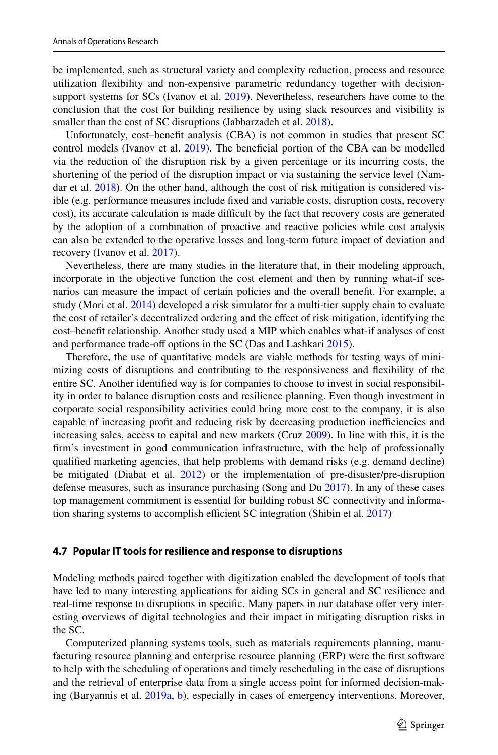be implemented, such as structural variety and complexity reduction, process and resource utilization flexibility and non-expensive parametric redundancy together with decision-support systems for SCs (Ivanov et al. 2019). Nevertheless, researchers have come to the conclusion that the cost for building resilience by using slack resources and visibility is smaller than the cost of SC disruptions (Jabbarzadeh et al. 2018).

Unfortunately, cost–benefit analysis (CBA) is not common in studies that present SC control models (Ivanov et al. 2019). The beneficial portion of the CBA can be modelled via the reduction of the disruption risk by a given percentage or its incurring costs, the shortening of the period of the disruption impact or via sustaining the service level (Namdar et al. 2018). On the other hand, although the cost of risk mitigation is considered visible (e.g. performance measures include fixed and variable costs, disruption costs, recovery cost), its accurate calculation is made difficult by the fact that recovery costs are generated by the adoption of a combination of proactive and reactive policies while cost analysis can also be extended to the operative losses and long-term future impact of deviation and recovery (Ivanov et al. 2017).

Nevertheless, there are many studies in the literature that, in their modeling approach, incorporate in the objective function the cost element and then by running what-if scenarios can measure the impact of certain policies and the overall benefit. For example, a study (Mori et al. 2014) developed a risk simulator for a multi-tier supply chain to evaluate the cost of retailer's decentralized ordering and the effect of risk mitigation, identifying the cost–benefit relationship. Another study used a MIP which enables what-if analyses of cost and performance trade-off options in the SC (Das and Lashkari 2015).

Therefore, the use of quantitative models are viable methods for testing ways of minimizing costs of disruptions and contributing to the responsiveness and flexibility of the entire SC. Another identified way is for companies to choose to invest in social responsibility in order to balance disruption costs and resilience planning. Even though investment in corporate social responsibility activities could bring more cost to the company, it is also capable of increasing profit and reducing risk by decreasing production inefficiencies and increasing sales, access to capital and new markets (Cruz 2009). In line with this, it is the firm's investment in good communication infrastructure, with the help of professionally qualified marketing agencies, that help problems with demand risks (e.g. demand decline) be mitigated (Diabat et al. 2012) or the implementation of pre-disaster/pre-disruption defense measures, such as insurance purchasing (Song and Du 2017). In any of these cases top management commitment is essential for building robust SC connectivity and information sharing systems to accomplish efficient SC integration (Shibin et al. 2017)

### 4.7 Popular IT tools for resilience and response to disruptions

Modeling methods paired together with digitization enabled the development of tools that have led to many interesting applications for aiding SCs in general and SC resilience and real-time response to disruptions in specific. Many papers in our database offer very interesting overviews of digital technologies and their impact in mitigating disruption risks in the SC.

Computerized planning systems tools, such as materials requirements planning, manufacturing resource planning and enterprise resource planning (ERP) were the first software to help with the scheduling of operations and timely rescheduling in the case of disruptions and the retrieval of enterprise data from a single access point for informed decision-making (Baryannis et al. 2019a, b), especially in cases of emergency interventions. Moreover,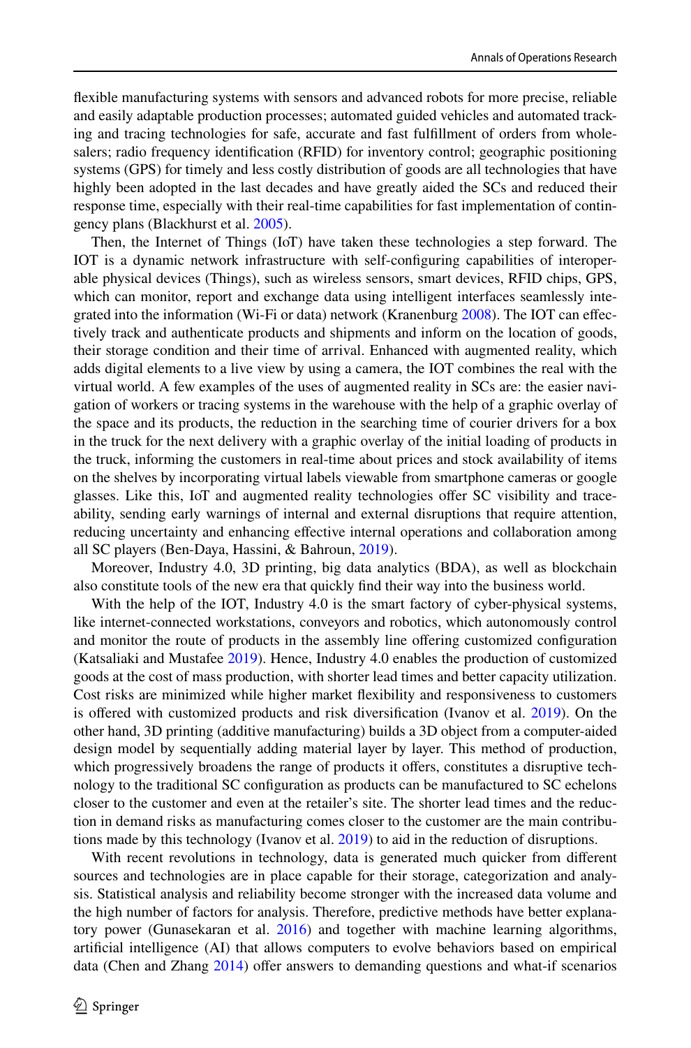flexible manufacturing systems with sensors and advanced robots for more precise, reliable and easily adaptable production processes; automated guided vehicles and automated tracking and tracing technologies for safe, accurate and fast fulfillment of orders from wholesalers; radio frequency identification (RFID) for inventory control; geographic positioning systems (GPS) for timely and less costly distribution of goods are all technologies that have highly been adopted in the last decades and have greatly aided the SCs and reduced their response time, especially with their real-time capabilities for fast implementation of contingency plans (Blackhurst et al. 2005).

Then, the Internet of Things (IoT) have taken these technologies a step forward. The IOT is a dynamic network infrastructure with self-configuring capabilities of interoperable physical devices (Things), such as wireless sensors, smart devices, RFID chips, GPS, which can monitor, report and exchange data using intelligent interfaces seamlessly integrated into the information (Wi-Fi or data) network (Kranenburg 2008). The IOT can effectively track and authenticate products and shipments and inform on the location of goods, their storage condition and their time of arrival. Enhanced with augmented reality, which adds digital elements to a live view by using a camera, the IOT combines the real with the virtual world. A few examples of the uses of augmented reality in SCs are: the easier navigation of workers or tracing systems in the warehouse with the help of a graphic overlay of the space and its products, the reduction in the searching time of courier drivers for a box in the truck for the next delivery with a graphic overlay of the initial loading of products in the truck, informing the customers in real-time about prices and stock availability of items on the shelves by incorporating virtual labels viewable from smartphone cameras or google glasses. Like this, IoT and augmented reality technologies offer SC visibility and traceability, sending early warnings of internal and external disruptions that require attention, reducing uncertainty and enhancing effective internal operations and collaboration among all SC players (Ben-Daya, Hassini, & Bahroun, 2019).

Moreover, Industry 4.0, 3D printing, big data analytics (BDA), as well as blockchain also constitute tools of the new era that quickly find their way into the business world.

With the help of the IOT, Industry 4.0 is the smart factory of cyber-physical systems, like internet-connected workstations, conveyors and robotics, which autonomously control and monitor the route of products in the assembly line offering customized configuration (Katsaliaki and Mustafee 2019). Hence, Industry 4.0 enables the production of customized goods at the cost of mass production, with shorter lead times and better capacity utilization. Cost risks are minimized while higher market flexibility and responsiveness to customers is offered with customized products and risk diversification (Ivanov et al. 2019). On the other hand, 3D printing (additive manufacturing) builds a 3D object from a computer-aided design model by sequentially adding material layer by layer. This method of production, which progressively broadens the range of products it offers, constitutes a disruptive technology to the traditional SC configuration as products can be manufactured to SC echelons closer to the customer and even at the retailer's site. The shorter lead times and the reduction in demand risks as manufacturing comes closer to the customer are the main contributions made by this technology (Ivanov et al. 2019) to aid in the reduction of disruptions.

With recent revolutions in technology, data is generated much quicker from different sources and technologies are in place capable for their storage, categorization and analysis. Statistical analysis and reliability become stronger with the increased data volume and the high number of factors for analysis. Therefore, predictive methods have better explanatory power (Gunasekaran et al. 2016) and together with machine learning algorithms, artificial intelligence (AI) that allows computers to evolve behaviors based on empirical data (Chen and Zhang 2014) offer answers to demanding questions and what-if scenarios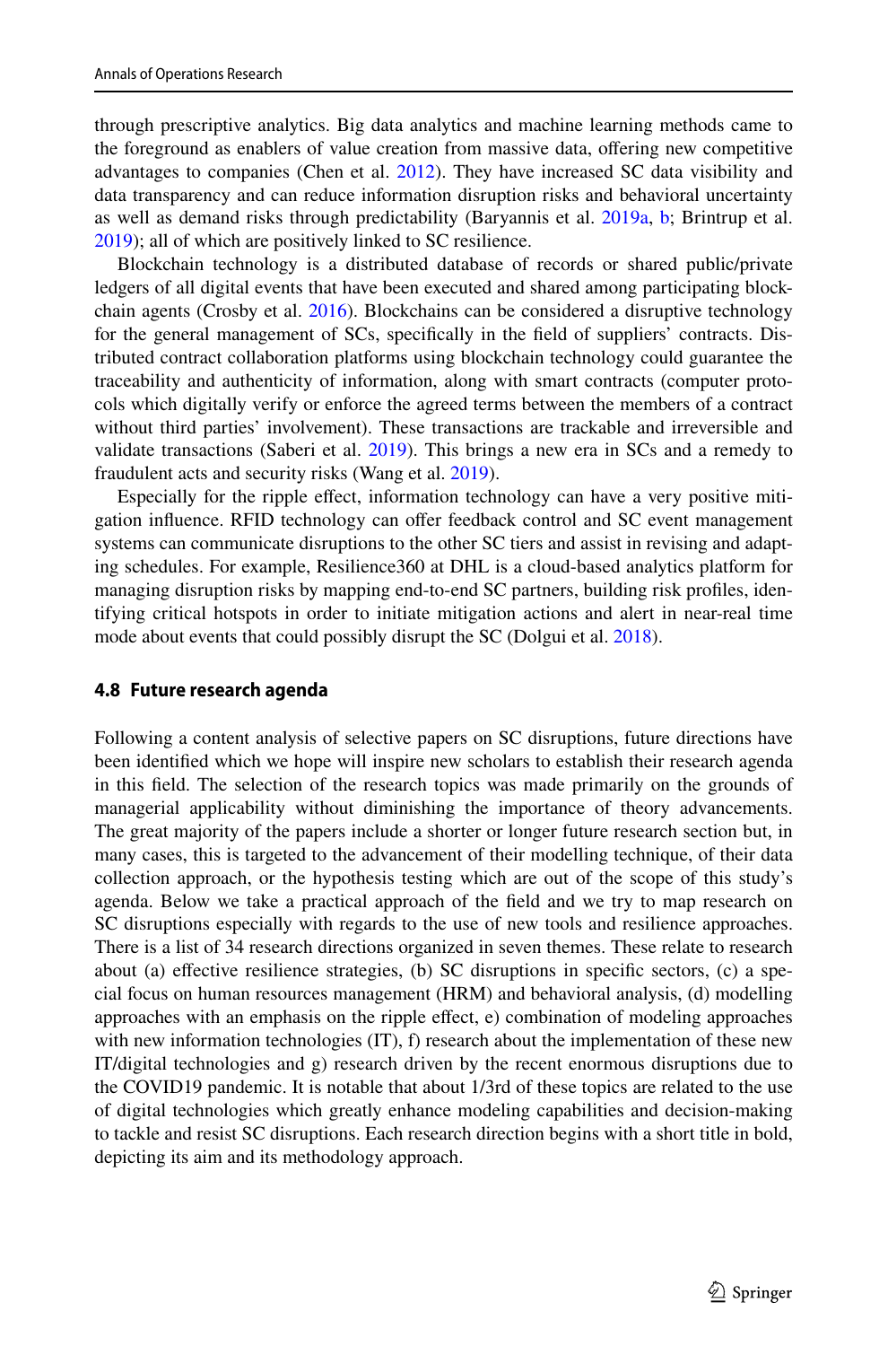through prescriptive analytics. Big data analytics and machine learning methods came to the foreground as enablers of value creation from massive data, offering new competitive advantages to companies (Chen et al. 2012). They have increased SC data visibility and data transparency and can reduce information disruption risks and behavioral uncertainty as well as demand risks through predictability (Baryannis et al. 2019a, b; Brintrup et al. 2019); all of which are positively linked to SC resilience.

Blockchain technology is a distributed database of records or shared public/private ledgers of all digital events that have been executed and shared among participating blockchain agents (Crosby et al. 2016). Blockchains can be considered a disruptive technology for the general management of SCs, specifically in the field of suppliers' contracts. Distributed contract collaboration platforms using blockchain technology could guarantee the traceability and authenticity of information, along with smart contracts (computer protocols which digitally verify or enforce the agreed terms between the members of a contract without third parties' involvement). These transactions are trackable and irreversible and validate transactions (Saberi et al. 2019). This brings a new era in SCs and a remedy to fraudulent acts and security risks (Wang et al. 2019).

Especially for the ripple effect, information technology can have a very positive mitigation influence. RFID technology can offer feedback control and SC event management systems can communicate disruptions to the other SC tiers and assist in revising and adapting schedules. For example, Resilience360 at DHL is a cloud-based analytics platform for managing disruption risks by mapping end-to-end SC partners, building risk profiles, identifying critical hotspots in order to initiate mitigation actions and alert in near-real time mode about events that could possibly disrupt the SC (Dolgui et al. 2018).

### 4.8 Future research agenda

Following a content analysis of selective papers on SC disruptions, future directions have been identified which we hope will inspire new scholars to establish their research agenda in this field. The selection of the research topics was made primarily on the grounds of managerial applicability without diminishing the importance of theory advancements. The great majority of the papers include a shorter or longer future research section but, in many cases, this is targeted to the advancement of their modelling technique, of their data collection approach, or the hypothesis testing which are out of the scope of this study's agenda. Below we take a practical approach of the field and we try to map research on SC disruptions especially with regards to the use of new tools and resilience approaches. There is a list of 34 research directions organized in seven themes. These relate to research about (a) effective resilience strategies, (b) SC disruptions in specific sectors, (c) a special focus on human resources management (HRM) and behavioral analysis, (d) modelling approaches with an emphasis on the ripple effect, e) combination of modeling approaches with new information technologies (IT), f) research about the implementation of these new IT/digital technologies and g) research driven by the recent enormous disruptions due to the COVID19 pandemic. It is notable that about 1/3rd of these topics are related to the use of digital technologies which greatly enhance modeling capabilities and decision-making to tackle and resist SC disruptions. Each research direction begins with a short title in bold, depicting its aim and its methodology approach.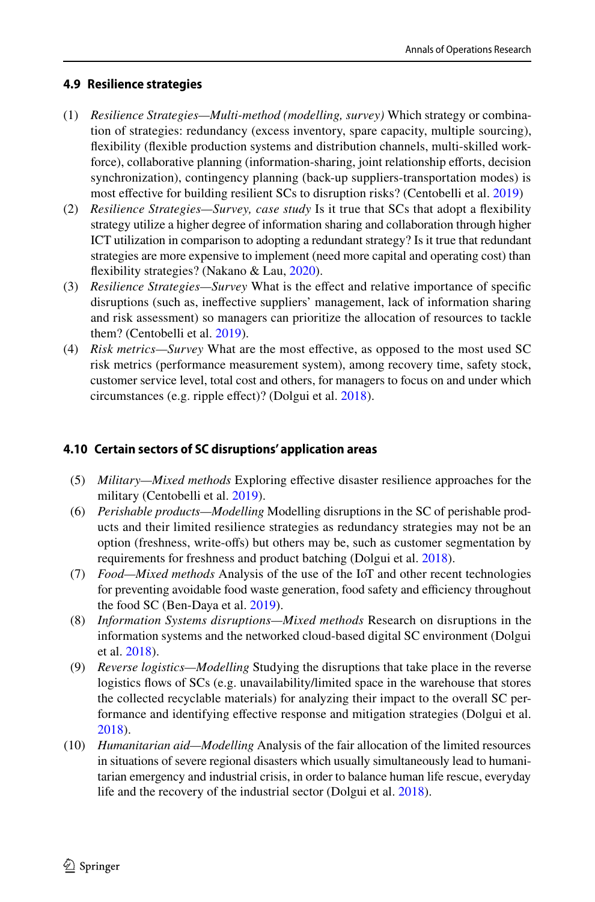### 4.9 Resilience strategies

(1) *Resilience Strategies—Multi-method (modelling, survey)* Which strategy or combination of strategies: redundancy (excess inventory, spare capacity, multiple sourcing), flexibility (flexible production systems and distribution channels, multi-skilled workforce), collaborative planning (information-sharing, joint relationship efforts, decision synchronization), contingency planning (back-up suppliers-transportation modes) is most effective for building resilient SCs to disruption risks? (Centobelli et al. 2019)

(2) *Resilience Strategies—Survey, case study* Is it true that SCs that adopt a flexibility strategy utilize a higher degree of information sharing and collaboration through higher ICT utilization in comparison to adopting a redundant strategy? Is it true that redundant strategies are more expensive to implement (need more capital and operating cost) than flexibility strategies? (Nakano & Lau, 2020).

(3) *Resilience Strategies—Survey* What is the effect and relative importance of specific disruptions (such as, ineffective suppliers' management, lack of information sharing and risk assessment) so managers can prioritize the allocation of resources to tackle them? (Centobelli et al. 2019).

(4) *Risk metrics—Survey* What are the most effective, as opposed to the most used SC risk metrics (performance measurement system), among recovery time, safety stock, customer service level, total cost and others, for managers to focus on and under which circumstances (e.g. ripple effect)? (Dolgui et al. 2018).

### 4.10 Certain sectors of SC disruptions' application areas

(5) *Military—Mixed methods* Exploring effective disaster resilience approaches for the military (Centobelli et al. 2019).

(6) *Perishable products—Modelling* Modelling disruptions in the SC of perishable products and their limited resilience strategies as redundancy strategies may not be an option (freshness, write-offs) but others may be, such as customer segmentation by requirements for freshness and product batching (Dolgui et al. 2018).

(7) *Food—Mixed methods* Analysis of the use of the IoT and other recent technologies for preventing avoidable food waste generation, food safety and efficiency throughout the food SC (Ben-Daya et al. 2019).

(8) *Information Systems disruptions—Mixed methods* Research on disruptions in the information systems and the networked cloud-based digital SC environment (Dolgui et al. 2018).

(9) *Reverse logistics—Modelling* Studying the disruptions that take place in the reverse logistics flows of SCs (e.g. unavailability/limited space in the warehouse that stores the collected recyclable materials) for analyzing their impact to the overall SC performance and identifying effective response and mitigation strategies (Dolgui et al. 2018).

(10) *Humanitarian aid—Modelling* Analysis of the fair allocation of the limited resources in situations of severe regional disasters which usually simultaneously lead to humanitarian emergency and industrial crisis, in order to balance human life rescue, everyday life and the recovery of the industrial sector (Dolgui et al. 2018).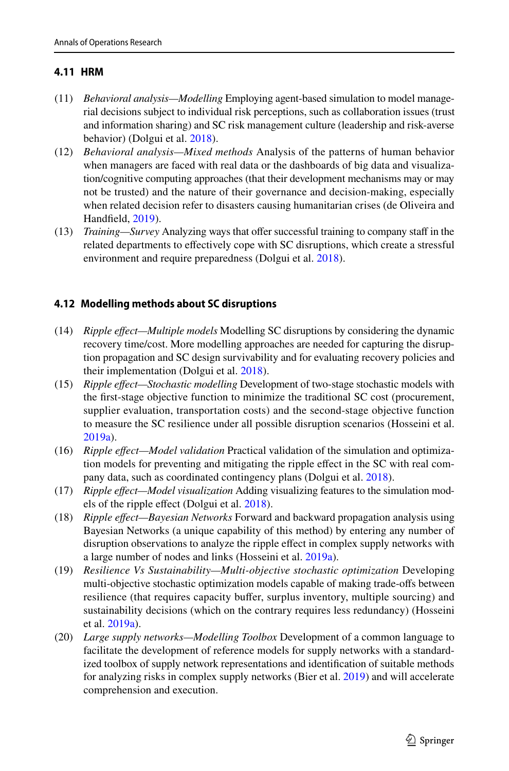### 4.11 HRM

(11) *Behavioral analysis—Modelling* Employing agent-based simulation to model managerial decisions subject to individual risk perceptions, such as collaboration issues (trust and information sharing) and SC risk management culture (leadership and risk-averse behavior) (Dolgui et al. 2018).

(12) *Behavioral analysis—Mixed methods* Analysis of the patterns of human behavior when managers are faced with real data or the dashboards of big data and visualization/cognitive computing approaches (that their development mechanisms may or may not be trusted) and the nature of their governance and decision-making, especially when related decision refer to disasters causing humanitarian crises (de Oliveira and Handfield, 2019).

(13) *Training—Survey* Analyzing ways that offer successful training to company staff in the related departments to effectively cope with SC disruptions, which create a stressful environment and require preparedness (Dolgui et al. 2018).

### 4.12 Modelling methods about SC disruptions

(14) *Ripple effect—Multiple models* Modelling SC disruptions by considering the dynamic recovery time/cost. More modelling approaches are needed for capturing the disruption propagation and SC design survivability and for evaluating recovery policies and their implementation (Dolgui et al. 2018).

(15) *Ripple effect—Stochastic modelling* Development of two-stage stochastic models with the first-stage objective function to minimize the traditional SC cost (procurement, supplier evaluation, transportation costs) and the second-stage objective function to measure the SC resilience under all possible disruption scenarios (Hosseini et al. 2019a).

(16) *Ripple effect—Model validation* Practical validation of the simulation and optimization models for preventing and mitigating the ripple effect in the SC with real company data, such as coordinated contingency plans (Dolgui et al. 2018).

(17) *Ripple effect—Model visualization* Adding visualizing features to the simulation models of the ripple effect (Dolgui et al. 2018).

(18) *Ripple effect—Bayesian Networks* Forward and backward propagation analysis using Bayesian Networks (a unique capability of this method) by entering any number of disruption observations to analyze the ripple effect in complex supply networks with a large number of nodes and links (Hosseini et al. 2019a).

(19) *Resilience Vs Sustainability—Multi-objective stochastic optimization* Developing multi-objective stochastic optimization models capable of making trade-offs between resilience (that requires capacity buffer, surplus inventory, multiple sourcing) and sustainability decisions (which on the contrary requires less redundancy) (Hosseini et al. 2019a).

(20) *Large supply networks—Modelling Toolbox* Development of a common language to facilitate the development of reference models for supply networks with a standardized toolbox of supply network representations and identification of suitable methods for analyzing risks in complex supply networks (Bier et al. 2019) and will accelerate comprehension and execution.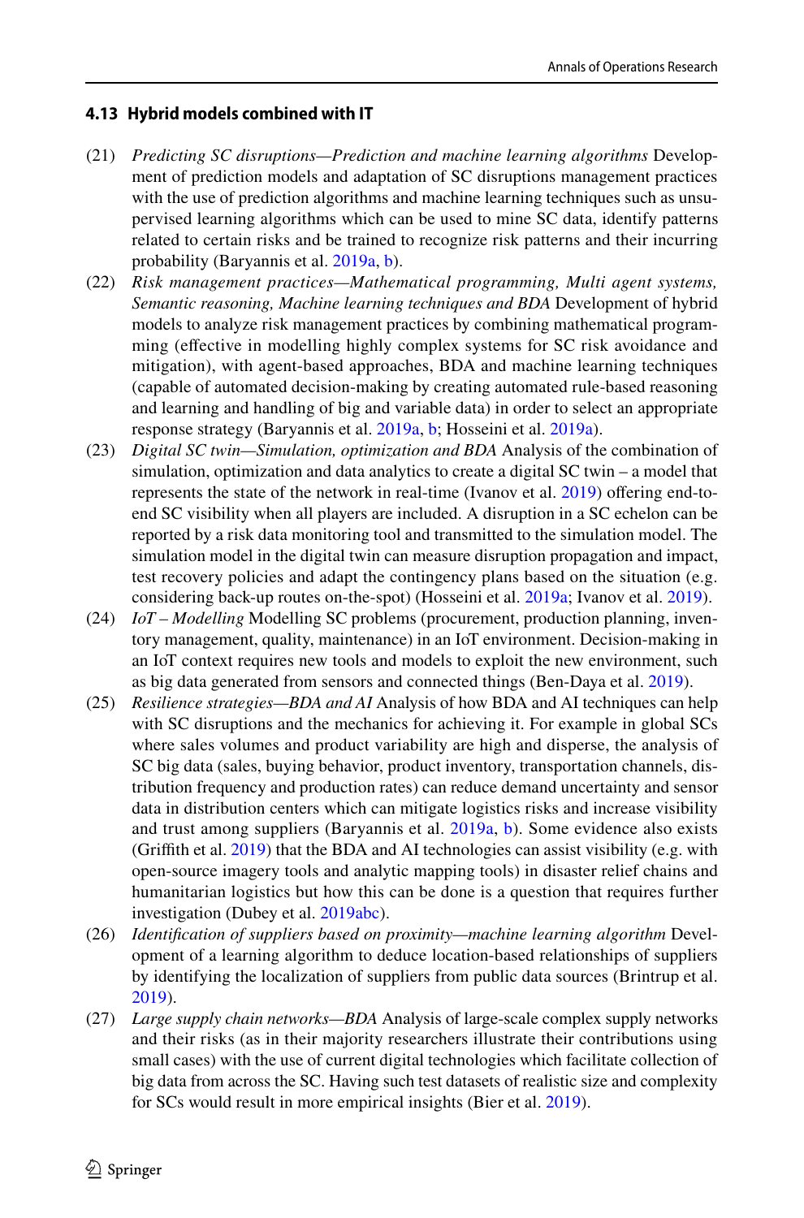### 4.13 Hybrid models combined with IT

(21) *Predicting SC disruptions—Prediction and machine learning algorithms* Development of prediction models and adaptation of SC disruptions management practices with the use of prediction algorithms and machine learning techniques such as unsupervised learning algorithms which can be used to mine SC data, identify patterns related to certain risks and be trained to recognize risk patterns and their incurring probability (Baryannis et al. 2019a, b).

(22) *Risk management practices—Mathematical programming, Multi agent systems, Semantic reasoning, Machine learning techniques and BDA* Development of hybrid models to analyze risk management practices by combining mathematical programming (effective in modelling highly complex systems for SC risk avoidance and mitigation), with agent-based approaches, BDA and machine learning techniques (capable of automated decision-making by creating automated rule-based reasoning and learning and handling of big and variable data) in order to select an appropriate response strategy (Baryannis et al. 2019a, b; Hosseini et al. 2019a).

(23) *Digital SC twin—Simulation, optimization and BDA* Analysis of the combination of simulation, optimization and data analytics to create a digital SC twin – a model that represents the state of the network in real-time (Ivanov et al. 2019) offering end-to-end SC visibility when all players are included. A disruption in a SC echelon can be reported by a risk data monitoring tool and transmitted to the simulation model. The simulation model in the digital twin can measure disruption propagation and impact, test recovery policies and adapt the contingency plans based on the situation (e.g. considering back-up routes on-the-spot) (Hosseini et al. 2019a; Ivanov et al. 2019).

(24) *IoT – Modelling* Modelling SC problems (procurement, production planning, inventory management, quality, maintenance) in an IoT environment. Decision-making in an IoT context requires new tools and models to exploit the new environment, such as big data generated from sensors and connected things (Ben-Daya et al. 2019).

(25) *Resilience strategies—BDA and AI* Analysis of how BDA and AI techniques can help with SC disruptions and the mechanics for achieving it. For example in global SCs where sales volumes and product variability are high and disperse, the analysis of SC big data (sales, buying behavior, product inventory, transportation channels, distribution frequency and production rates) can reduce demand uncertainty and sensor data in distribution centers which can mitigate logistics risks and increase visibility and trust among suppliers (Baryannis et al. 2019a, b). Some evidence also exists (Griffith et al. 2019) that the BDA and AI technologies can assist visibility (e.g. with open-source imagery tools and analytic mapping tools) in disaster relief chains and humanitarian logistics but how this can be done is a question that requires further investigation (Dubey et al. 2019abc).

(26) *Identification of suppliers based on proximity—machine learning algorithm* Development of a learning algorithm to deduce location-based relationships of suppliers by identifying the localization of suppliers from public data sources (Brintrup et al. 2019).

(27) *Large supply chain networks—BDA* Analysis of large-scale complex supply networks and their risks (as in their majority researchers illustrate their contributions using small cases) with the use of current digital technologies which facilitate collection of big data from across the SC. Having such test datasets of realistic size and complexity for SCs would result in more empirical insights (Bier et al. 2019).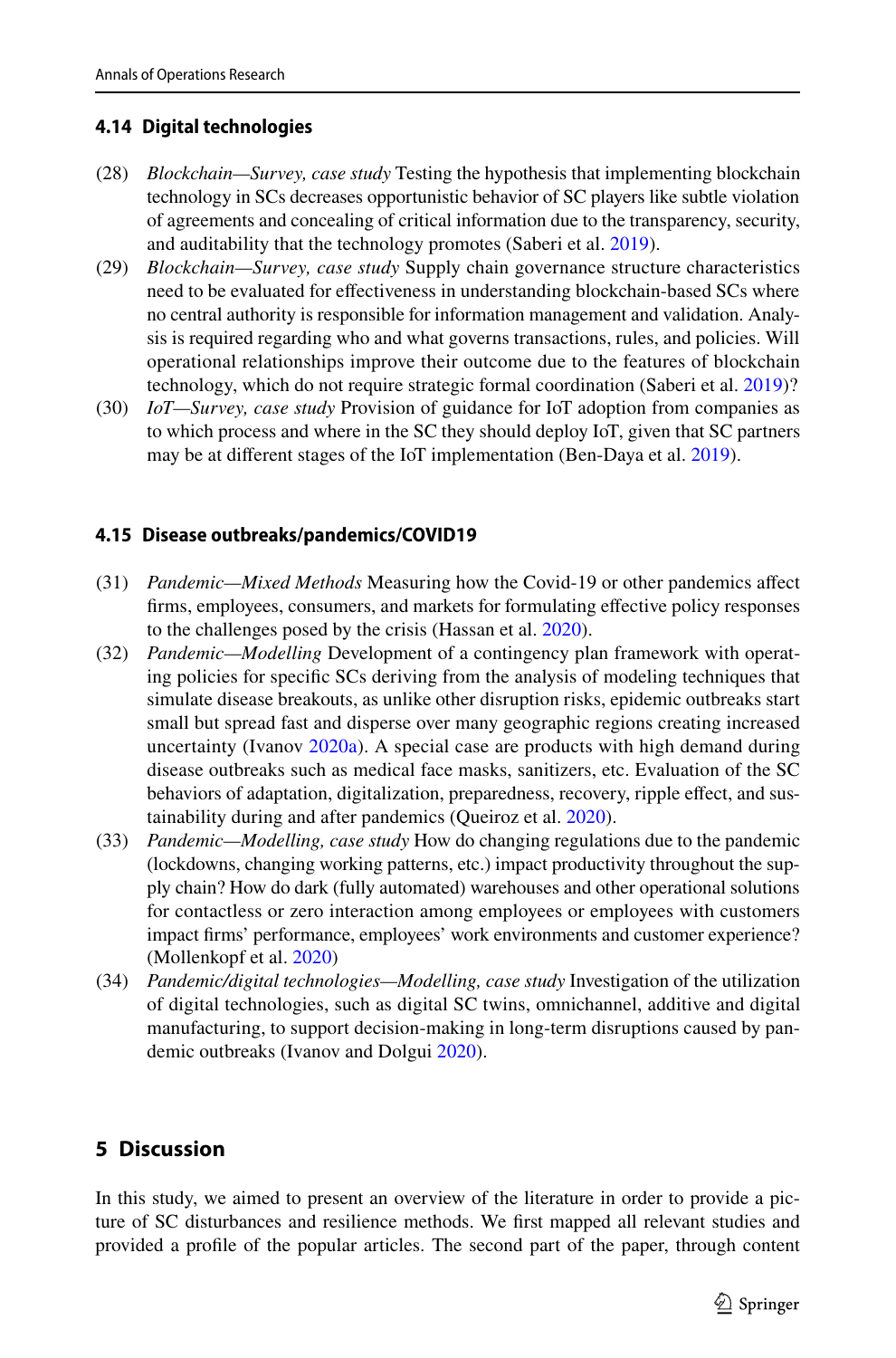### 4.14 Digital technologies

(28) *Blockchain—Survey, case study* Testing the hypothesis that implementing blockchain technology in SCs decreases opportunistic behavior of SC players like subtle violation of agreements and concealing of critical information due to the transparency, security, and auditability that the technology promotes (Saberi et al. 2019).

(29) *Blockchain—Survey, case study* Supply chain governance structure characteristics need to be evaluated for effectiveness in understanding blockchain-based SCs where no central authority is responsible for information management and validation. Analysis is required regarding who and what governs transactions, rules, and policies. Will operational relationships improve their outcome due to the features of blockchain technology, which do not require strategic formal coordination (Saberi et al. 2019)?

(30) *IoT—Survey, case study* Provision of guidance for IoT adoption from companies as to which process and where in the SC they should deploy IoT, given that SC partners may be at different stages of the IoT implementation (Ben-Daya et al. 2019).

### 4.15 Disease outbreaks/pandemics/COVID19

(31) *Pandemic—Mixed Methods* Measuring how the Covid-19 or other pandemics affect firms, employees, consumers, and markets for formulating effective policy responses to the challenges posed by the crisis (Hassan et al. 2020).

(32) *Pandemic—Modelling* Development of a contingency plan framework with operating policies for specific SCs deriving from the analysis of modeling techniques that simulate disease breakouts, as unlike other disruption risks, epidemic outbreaks start small but spread fast and disperse over many geographic regions creating increased uncertainty (Ivanov 2020a). A special case are products with high demand during disease outbreaks such as medical face masks, sanitizers, etc. Evaluation of the SC behaviors of adaptation, digitalization, preparedness, recovery, ripple effect, and sustainability during and after pandemics (Queiroz et al. 2020).

(33) *Pandemic—Modelling, case study* How do changing regulations due to the pandemic (lockdowns, changing working patterns, etc.) impact productivity throughout the supply chain? How do dark (fully automated) warehouses and other operational solutions for contactless or zero interaction among employees or employees with customers impact firms' performance, employees' work environments and customer experience? (Mollenkopf et al. 2020)

(34) *Pandemic/digital technologies—Modelling, case study* Investigation of the utilization of digital technologies, such as digital SC twins, omnichannel, additive and digital manufacturing, to support decision-making in long-term disruptions caused by pandemic outbreaks (Ivanov and Dolgui 2020).

## 5 Discussion

In this study, we aimed to present an overview of the literature in order to provide a picture of SC disturbances and resilience methods. We first mapped all relevant studies and provided a profile of the popular articles. The second part of the paper, through content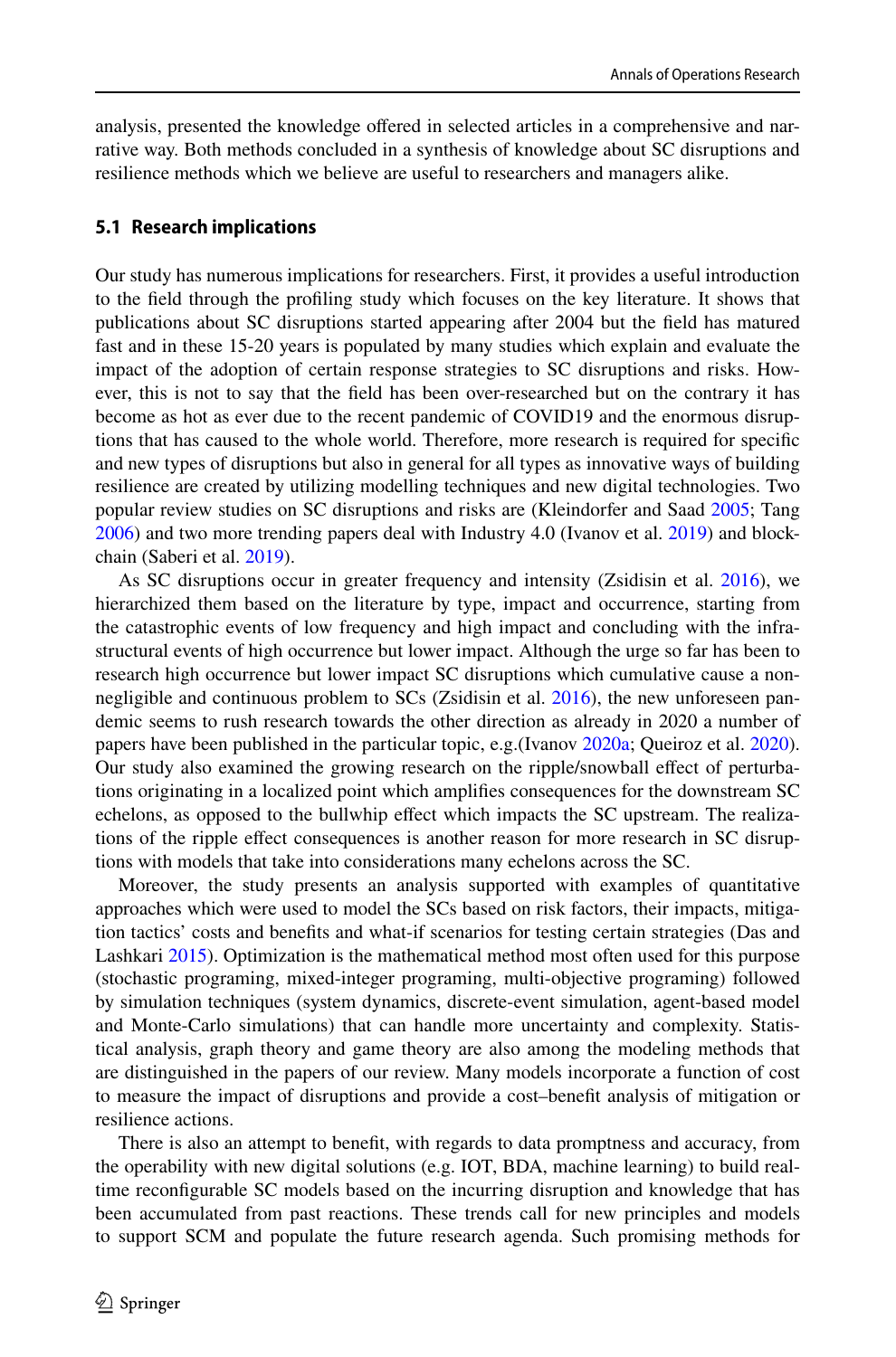analysis, presented the knowledge offered in selected articles in a comprehensive and narrative way. Both methods concluded in a synthesis of knowledge about SC disruptions and resilience methods which we believe are useful to researchers and managers alike.

### 5.1 Research implications

Our study has numerous implications for researchers. First, it provides a useful introduction to the field through the profiling study which focuses on the key literature. It shows that publications about SC disruptions started appearing after 2004 but the field has matured fast and in these 15-20 years is populated by many studies which explain and evaluate the impact of the adoption of certain response strategies to SC disruptions and risks. However, this is not to say that the field has been over-researched but on the contrary it has become as hot as ever due to the recent pandemic of COVID19 and the enormous disruptions that has caused to the whole world. Therefore, more research is required for specific and new types of disruptions but also in general for all types as innovative ways of building resilience are created by utilizing modelling techniques and new digital technologies. Two popular review studies on SC disruptions and risks are (Kleindorfer and Saad 2005; Tang 2006) and two more trending papers deal with Industry 4.0 (Ivanov et al. 2019) and blockchain (Saberi et al. 2019).

As SC disruptions occur in greater frequency and intensity (Zsidisin et al. 2016), we hierarchized them based on the literature by type, impact and occurrence, starting from the catastrophic events of low frequency and high impact and concluding with the infrastructural events of high occurrence but lower impact. Although the urge so far has been to research high occurrence but lower impact SC disruptions which cumulative cause a non-negligible and continuous problem to SCs (Zsidisin et al. 2016), the new unforeseen pandemic seems to rush research towards the other direction as already in 2020 a number of papers have been published in the particular topic, e.g.(Ivanov 2020a; Queiroz et al. 2020). Our study also examined the growing research on the ripple/snowball effect of perturbations originating in a localized point which amplifies consequences for the downstream SC echelons, as opposed to the bullwhip effect which impacts the SC upstream. The realizations of the ripple effect consequences is another reason for more research in SC disruptions with models that take into considerations many echelons across the SC.

Moreover, the study presents an analysis supported with examples of quantitative approaches which were used to model the SCs based on risk factors, their impacts, mitigation tactics' costs and benefits and what-if scenarios for testing certain strategies (Das and Lashkari 2015). Optimization is the mathematical method most often used for this purpose (stochastic programing, mixed-integer programing, multi-objective programing) followed by simulation techniques (system dynamics, discrete-event simulation, agent-based model and Monte-Carlo simulations) that can handle more uncertainty and complexity. Statistical analysis, graph theory and game theory are also among the modeling methods that are distinguished in the papers of our review. Many models incorporate a function of cost to measure the impact of disruptions and provide a cost–benefit analysis of mitigation or resilience actions.

There is also an attempt to benefit, with regards to data promptness and accuracy, from the operability with new digital solutions (e.g. IOT, BDA, machine learning) to build real-time reconfigurable SC models based on the incurring disruption and knowledge that has been accumulated from past reactions. These trends call for new principles and models to support SCM and populate the future research agenda. Such promising methods for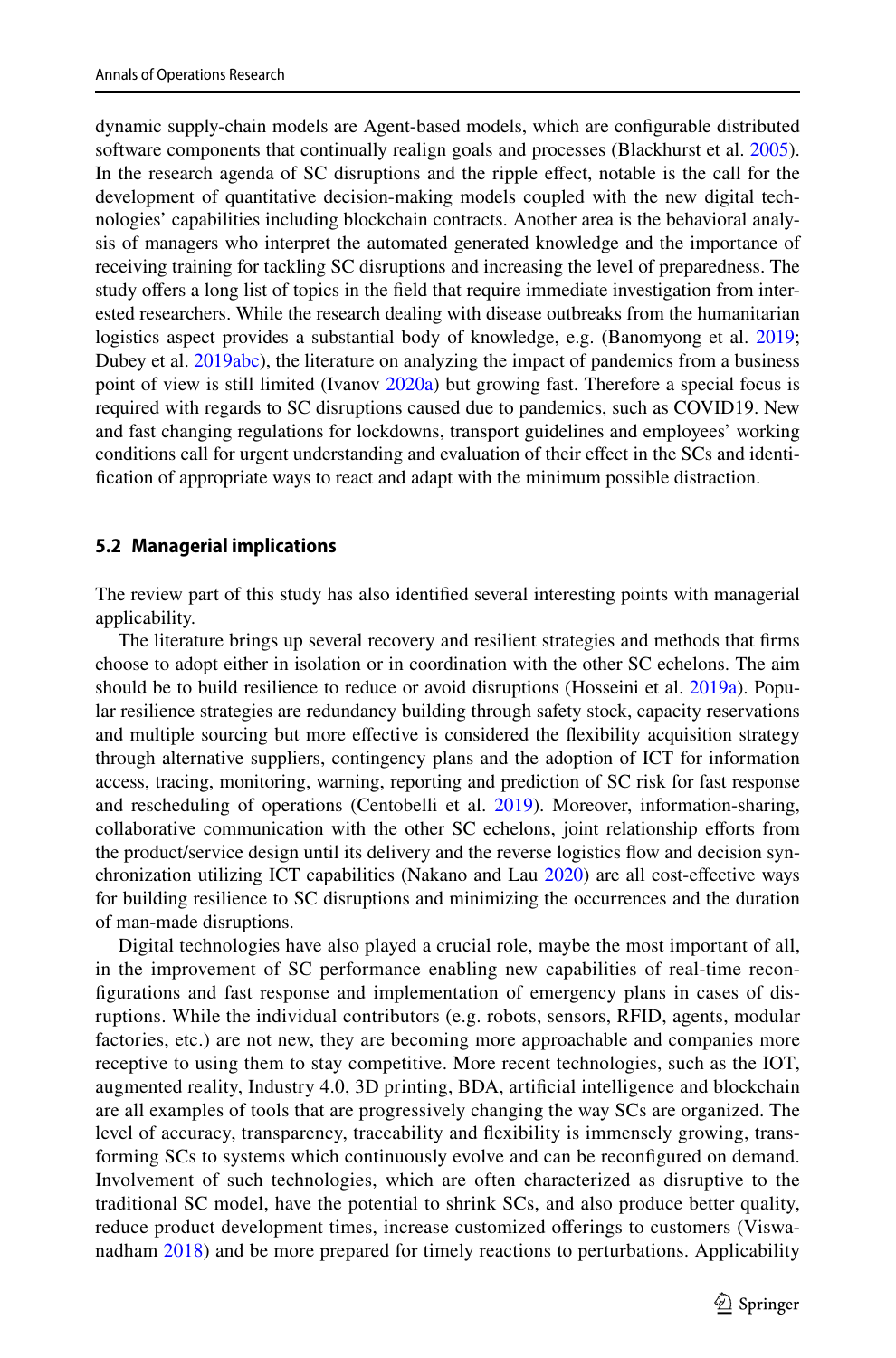dynamic supply-chain models are Agent-based models, which are configurable distributed software components that continually realign goals and processes (Blackhurst et al. 2005). In the research agenda of SC disruptions and the ripple effect, notable is the call for the development of quantitative decision-making models coupled with the new digital technologies' capabilities including blockchain contracts. Another area is the behavioral analysis of managers who interpret the automated generated knowledge and the importance of receiving training for tackling SC disruptions and increasing the level of preparedness. The study offers a long list of topics in the field that require immediate investigation from interested researchers. While the research dealing with disease outbreaks from the humanitarian logistics aspect provides a substantial body of knowledge, e.g. (Banomyong et al. 2019; Dubey et al. 2019abc), the literature on analyzing the impact of pandemics from a business point of view is still limited (Ivanov 2020a) but growing fast. Therefore a special focus is required with regards to SC disruptions caused due to pandemics, such as COVID19. New and fast changing regulations for lockdowns, transport guidelines and employees' working conditions call for urgent understanding and evaluation of their effect in the SCs and identification of appropriate ways to react and adapt with the minimum possible distraction.

### 5.2 Managerial implications

The review part of this study has also identified several interesting points with managerial applicability.

The literature brings up several recovery and resilient strategies and methods that firms choose to adopt either in isolation or in coordination with the other SC echelons. The aim should be to build resilience to reduce or avoid disruptions (Hosseini et al. 2019a). Popular resilience strategies are redundancy building through safety stock, capacity reservations and multiple sourcing but more effective is considered the flexibility acquisition strategy through alternative suppliers, contingency plans and the adoption of ICT for information access, tracing, monitoring, warning, reporting and prediction of SC risk for fast response and rescheduling of operations (Centobelli et al. 2019). Moreover, information-sharing, collaborative communication with the other SC echelons, joint relationship efforts from the product/service design until its delivery and the reverse logistics flow and decision synchronization utilizing ICT capabilities (Nakano and Lau 2020) are all cost-effective ways for building resilience to SC disruptions and minimizing the occurrences and the duration of man-made disruptions.

Digital technologies have also played a crucial role, maybe the most important of all, in the improvement of SC performance enabling new capabilities of real-time reconfigurations and fast response and implementation of emergency plans in cases of disruptions. While the individual contributors (e.g. robots, sensors, RFID, agents, modular factories, etc.) are not new, they are becoming more approachable and companies more receptive to using them to stay competitive. More recent technologies, such as the IOT, augmented reality, Industry 4.0, 3D printing, BDA, artificial intelligence and blockchain are all examples of tools that are progressively changing the way SCs are organized. The level of accuracy, transparency, traceability and flexibility is immensely growing, transforming SCs to systems which continuously evolve and can be reconfigured on demand. Involvement of such technologies, which are often characterized as disruptive to the traditional SC model, have the potential to shrink SCs, and also produce better quality, reduce product development times, increase customized offerings to customers (Viswanadham 2018) and be more prepared for timely reactions to perturbations. Applicability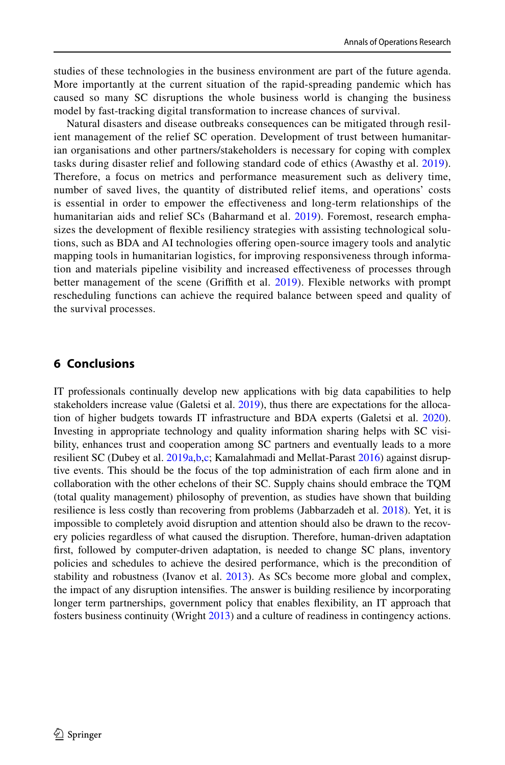studies of these technologies in the business environment are part of the future agenda. More importantly at the current situation of the rapid-spreading pandemic which has caused so many SC disruptions the whole business world is changing the business model by fast-tracking digital transformation to increase chances of survival.

Natural disasters and disease outbreaks consequences can be mitigated through resilient management of the relief SC operation. Development of trust between humanitarian organisations and other partners/stakeholders is necessary for coping with complex tasks during disaster relief and following standard code of ethics (Awasthy et al. 2019). Therefore, a focus on metrics and performance measurement such as delivery time, number of saved lives, the quantity of distributed relief items, and operations' costs is essential in order to empower the effectiveness and long-term relationships of the humanitarian aids and relief SCs (Baharmand et al. 2019). Foremost, research emphasizes the development of flexible resiliency strategies with assisting technological solutions, such as BDA and AI technologies offering open-source imagery tools and analytic mapping tools in humanitarian logistics, for improving responsiveness through information and materials pipeline visibility and increased effectiveness of processes through better management of the scene (Griffith et al. 2019). Flexible networks with prompt rescheduling functions can achieve the required balance between speed and quality of the survival processes.

## 6 Conclusions

IT professionals continually develop new applications with big data capabilities to help stakeholders increase value (Galetsi et al. 2019), thus there are expectations for the allocation of higher budgets towards IT infrastructure and BDA experts (Galetsi et al. 2020). Investing in appropriate technology and quality information sharing helps with SC visibility, enhances trust and cooperation among SC partners and eventually leads to a more resilient SC (Dubey et al. 2019a,b,c; Kamalahmadi and Mellat-Parast 2016) against disruptive events. This should be the focus of the top administration of each firm alone and in collaboration with the other echelons of their SC. Supply chains should embrace the TQM (total quality management) philosophy of prevention, as studies have shown that building resilience is less costly than recovering from problems (Jabbarzadeh et al. 2018). Yet, it is impossible to completely avoid disruption and attention should also be drawn to the recovery policies regardless of what caused the disruption. Therefore, human-driven adaptation first, followed by computer-driven adaptation, is needed to change SC plans, inventory policies and schedules to achieve the desired performance, which is the precondition of stability and robustness (Ivanov et al. 2013). As SCs become more global and complex, the impact of any disruption intensifies. The answer is building resilience by incorporating longer term partnerships, government policy that enables flexibility, an IT approach that fosters business continuity (Wright 2013) and a culture of readiness in contingency actions.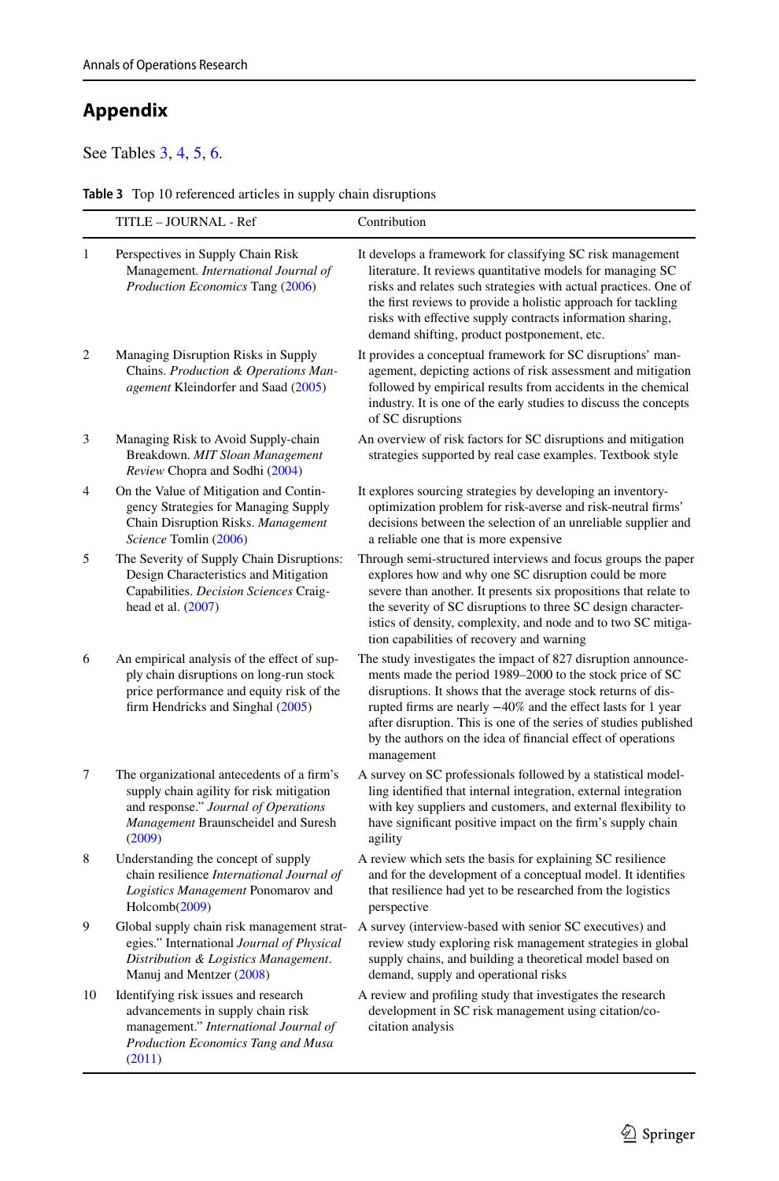## Appendix

See Tables 3, 4, 5, 6.

**Table 3** Top 10 referenced articles in supply chain disruptions

| | TITLE – JOURNAL - Ref | Contribution |
|---|---|---|
| 1 | Perspectives in Supply Chain Risk Management. *International Journal of Production Economics* Tang (2006) | It develops a framework for classifying SC risk management literature. It reviews quantitative models for managing SC risks and relates such strategies with actual practices. One of the first reviews to provide a holistic approach for tackling risks with effective supply contracts information sharing, demand shifting, product postponement, etc. |
| 2 | Managing Disruption Risks in Supply Chains. *Production & Operations Management* Kleindorfer and Saad (2005) | It provides a conceptual framework for SC disruptions' management, depicting actions of risk assessment and mitigation followed by empirical results from accidents in the chemical industry. It is one of the early studies to discuss the concepts of SC disruptions |
| 3 | Managing Risk to Avoid Supply-chain Breakdown. *MIT Sloan Management Review* Chopra and Sodhi (2004) | An overview of risk factors for SC disruptions and mitigation strategies supported by real case examples. Textbook style |
| 4 | On the Value of Mitigation and Contingency Strategies for Managing Supply Chain Disruption Risks. *Management Science* Tomlin (2006) | It explores sourcing strategies by developing an inventory-optimization problem for risk-averse and risk-neutral firms' decisions between the selection of an unreliable supplier and a reliable one that is more expensive |
| 5 | The Severity of Supply Chain Disruptions: Design Characteristics and Mitigation Capabilities. *Decision Sciences* Craighead et al. (2007) | Through semi-structured interviews and focus groups the paper explores how and why one SC disruption could be more severe than another. It presents six propositions that relate to the severity of SC disruptions to three SC design characteristics of density, complexity, and node and to two SC mitigation capabilities of recovery and warning |
| 6 | An empirical analysis of the effect of supply chain disruptions on long-run stock price performance and equity risk of the firm Hendricks and Singhal (2005) | The study investigates the impact of 827 disruption announcements made the period 1989–2000 to the stock price of SC disruptions. It shows that the average stock returns of disrupted firms are nearly −40% and the effect lasts for 1 year after disruption. This is one of the series of studies published by the authors on the idea of financial effect of operations management |
| 7 | The organizational antecedents of a firm's supply chain agility for risk mitigation and response." *Journal of Operations Management* Braunscheidel and Suresh (2009) | A survey on SC professionals followed by a statistical modelling identified that internal integration, external integration with key suppliers and customers, and external flexibility to have significant positive impact on the firm's supply chain agility |
| 8 | Understanding the concept of supply chain resilience *International Journal of Logistics Management* Ponomarov and Holcomb(2009) | A review which sets the basis for explaining SC resilience and for the development of a conceptual model. It identifies that resilience had yet to be researched from the logistics perspective |
| 9 | Global supply chain risk management strategies." International *Journal of Physical Distribution & Logistics Management*. Manuj and Mentzer (2008) | A survey (interview-based with senior SC executives) and review study exploring risk management strategies in global supply chains, and building a theoretical model based on demand, supply and operational risks |
| 10 | Identifying risk issues and research advancements in supply chain risk management." *International Journal of Production Economics Tang and Musa* (2011) | A review and profiling study that investigates the research development in SC risk management using citation/co-citation analysis |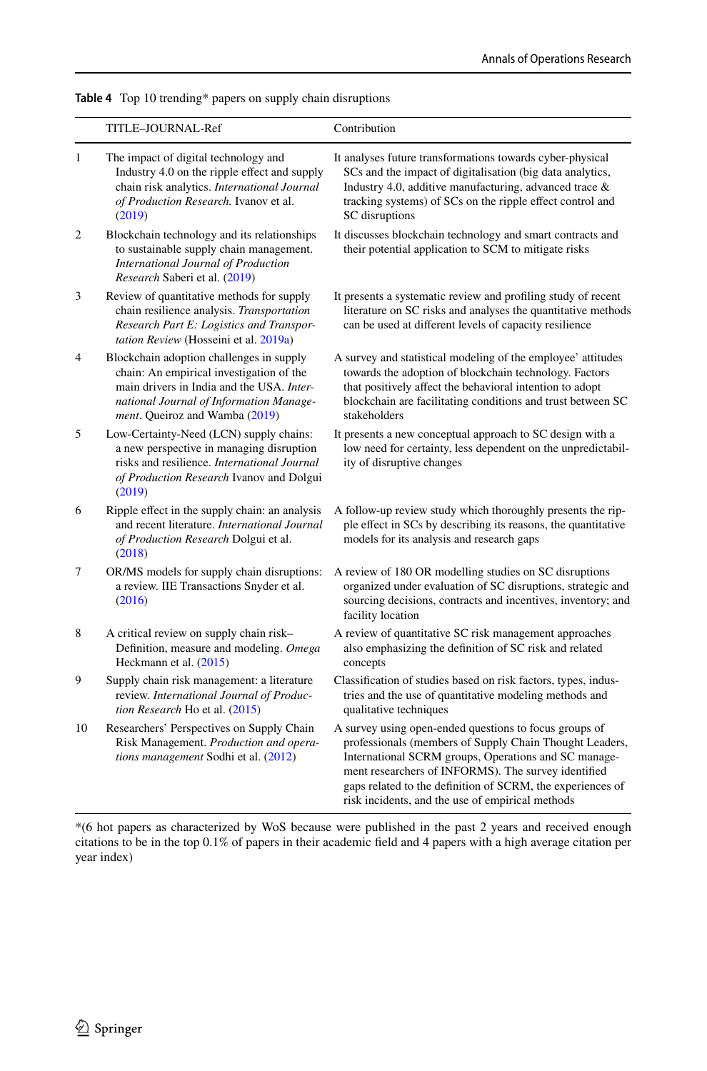**Table 4** Top 10 trending* papers on supply chain disruptions

| | TITLE–JOURNAL-Ref | Contribution |
|---|---|---|
| 1 | The impact of digital technology and Industry 4.0 on the ripple effect and supply chain risk analytics. *International Journal of Production Research.* Ivanov et al. (2019) | It analyses future transformations towards cyber-physical SCs and the impact of digitalisation (big data analytics, Industry 4.0, additive manufacturing, advanced trace & tracking systems) of SCs on the ripple effect control and SC disruptions |
| 2 | Blockchain technology and its relationships to sustainable supply chain management. *International Journal of Production Research* Saberi et al. (2019) | It discusses blockchain technology and smart contracts and their potential application to SCM to mitigate risks |
| 3 | Review of quantitative methods for supply chain resilience analysis. *Transportation Research Part E: Logistics and Transportation Review* (Hosseini et al. 2019a) | It presents a systematic review and profiling study of recent literature on SC risks and analyses the quantitative methods can be used at different levels of capacity resilience |
| 4 | Blockchain adoption challenges in supply chain: An empirical investigation of the main drivers in India and the USA. *International Journal of Information Management*. Queiroz and Wamba (2019) | A survey and statistical modeling of the employee' attitudes towards the adoption of blockchain technology. Factors that positively affect the behavioral intention to adopt blockchain are facilitating conditions and trust between SC stakeholders |
| 5 | Low-Certainty-Need (LCN) supply chains: a new perspective in managing disruption risks and resilience. *International Journal of Production Research* Ivanov and Dolgui (2019) | It presents a new conceptual approach to SC design with a low need for certainty, less dependent on the unpredictability of disruptive changes |
| 6 | Ripple effect in the supply chain: an analysis and recent literature. *International Journal of Production Research* Dolgui et al. (2018) | A follow-up review study which thoroughly presents the ripple effect in SCs by describing its reasons, the quantitative models for its analysis and research gaps |
| 7 | OR/MS models for supply chain disruptions: a review. IIE Transactions Snyder et al. (2016) | A review of 180 OR modelling studies on SC disruptions organized under evaluation of SC disruptions, strategic and sourcing decisions, contracts and incentives, inventory; and facility location |
| 8 | A critical review on supply chain risk–Definition, measure and modeling. *Omega* Heckmann et al. (2015) | A review of quantitative SC risk management approaches also emphasizing the definition of SC risk and related concepts |
| 9 | Supply chain risk management: a literature review. *International Journal of Production Research* Ho et al. (2015) | Classification of studies based on risk factors, types, industries and the use of quantitative modeling methods and qualitative techniques |
| 10 | Researchers' Perspectives on Supply Chain Risk Management. *Production and operations management* Sodhi et al. (2012) | A survey using open-ended questions to focus groups of professionals (members of Supply Chain Thought Leaders, International SCRM groups, Operations and SC management researchers of INFORMS). The survey identified gaps related to the definition of SCRM, the experiences of risk incidents, and the use of empirical methods |

*(6 hot papers as characterized by WoS because were published in the past 2 years and received enough citations to be in the top 0.1% of papers in their academic field and 4 papers with a high average citation per year index)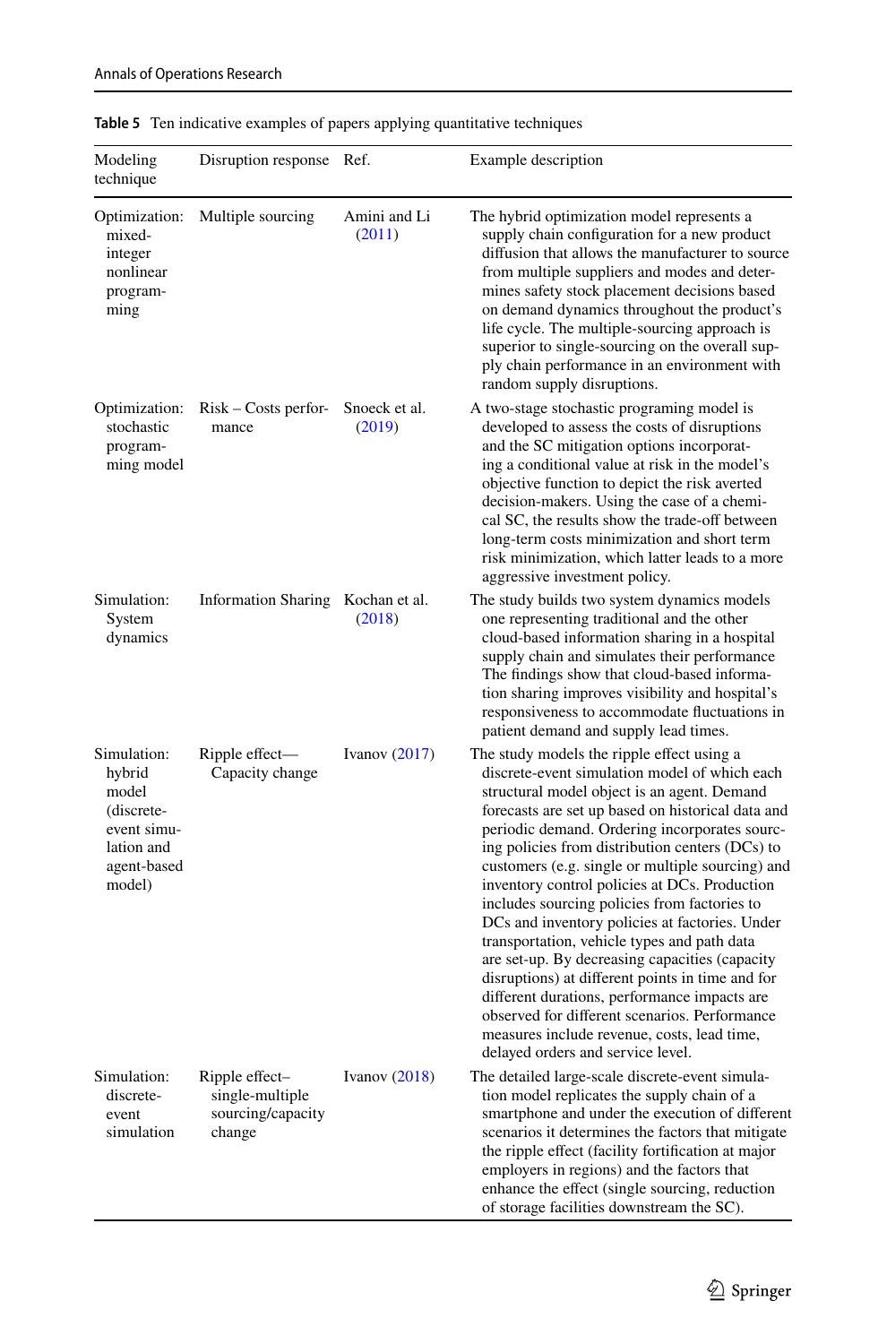**Table 5** Ten indicative examples of papers applying quantitative techniques

| Modeling technique | Disruption response | Ref. | Example description |
|---|---|---|---|
| Optimization: mixed-integer nonlinear programming | Multiple sourcing | Amini and Li (2011) | The hybrid optimization model represents a supply chain configuration for a new product diffusion that allows the manufacturer to source from multiple suppliers and modes and determines safety stock placement decisions based on demand dynamics throughout the product's life cycle. The multiple-sourcing approach is superior to single-sourcing on the overall supply chain performance in an environment with random supply disruptions. |
| Optimization: stochastic programming model | Risk – Costs performance | Snoeck et al. (2019) | A two-stage stochastic programing model is developed to assess the costs of disruptions and the SC mitigation options incorporating a conditional value at risk in the model's objective function to depict the risk averted decision-makers. Using the case of a chemical SC, the results show the trade-off between long-term costs minimization and short term risk minimization, which latter leads to a more aggressive investment policy. |
| Simulation: System dynamics | Information Sharing | Kochan et al. (2018) | The study builds two system dynamics models one representing traditional and the other cloud-based information sharing in a hospital supply chain and simulates their performance The findings show that cloud-based information sharing improves visibility and hospital's responsiveness to accommodate fluctuations in patient demand and supply lead times. |
| Simulation: hybrid model (discrete-event simulation and agent-based model) | Ripple effect—Capacity change | Ivanov (2017) | The study models the ripple effect using a discrete-event simulation model of which each structural model object is an agent. Demand forecasts are set up based on historical data and periodic demand. Ordering incorporates sourcing policies from distribution centers (DCs) to customers (e.g. single or multiple sourcing) and inventory control policies at DCs. Production includes sourcing policies from factories to DCs and inventory policies at factories. Under transportation, vehicle types and path data are set-up. By decreasing capacities (capacity disruptions) at different points in time and for different durations, performance impacts are observed for different scenarios. Performance measures include revenue, costs, lead time, delayed orders and service level. |
| Simulation: discrete-event simulation | Ripple effect–single-multiple sourcing/capacity change | Ivanov (2018) | The detailed large-scale discrete-event simulation model replicates the supply chain of a smartphone and under the execution of different scenarios it determines the factors that mitigate the ripple effect (facility fortification at major employers in regions) and the factors that enhance the effect (single sourcing, reduction of storage facilities downstream the SC). |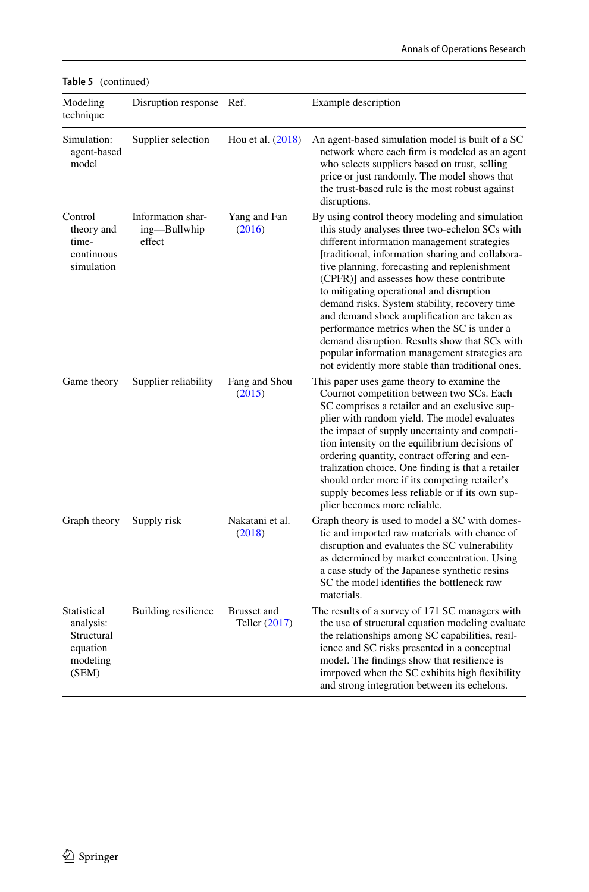**Table 5** (continued)

| Modeling technique | Disruption response | Ref. | Example description |
|---|---|---|---|
| Simulation: agent-based model | Supplier selection | Hou et al. (2018) | An agent-based simulation model is built of a SC network where each firm is modeled as an agent who selects suppliers based on trust, selling price or just randomly. The model shows that the trust-based rule is the most robust against disruptions. |
| Control theory and time-continuous simulation | Information sharing—Bullwhip effect | Yang and Fan (2016) | By using control theory modeling and simulation this study analyses three two-echelon SCs with different information management strategies [traditional, information sharing and collaborative planning, forecasting and replenishment (CPFR)] and assesses how these contribute to mitigating operational and disruption demand risks. System stability, recovery time and demand shock amplification are taken as performance metrics when the SC is under a demand disruption. Results show that SCs with popular information management strategies are not evidently more stable than traditional ones. |
| Game theory | Supplier reliability | Fang and Shou (2015) | This paper uses game theory to examine the Cournot competition between two SCs. Each SC comprises a retailer and an exclusive supplier with random yield. The model evaluates the impact of supply uncertainty and competition intensity on the equilibrium decisions of ordering quantity, contract offering and centralization choice. One finding is that a retailer should order more if its competing retailer's supply becomes less reliable or if its own supplier becomes more reliable. |
| Graph theory | Supply risk | Nakatani et al. (2018) | Graph theory is used to model a SC with domestic and imported raw materials with chance of disruption and evaluates the SC vulnerability as determined by market concentration. Using a case study of the Japanese synthetic resins SC the model identifies the bottleneck raw materials. |
| Statistical analysis: Structural equation modeling (SEM) | Building resilience | Brusset and Teller (2017) | The results of a survey of 171 SC managers with the use of structural equation modeling evaluate the relationships among SC capabilities, resilience and SC risks presented in a conceptual model. The findings show that resilience is imrpoved when the SC exhibits high flexibility and strong integration between its echelons. |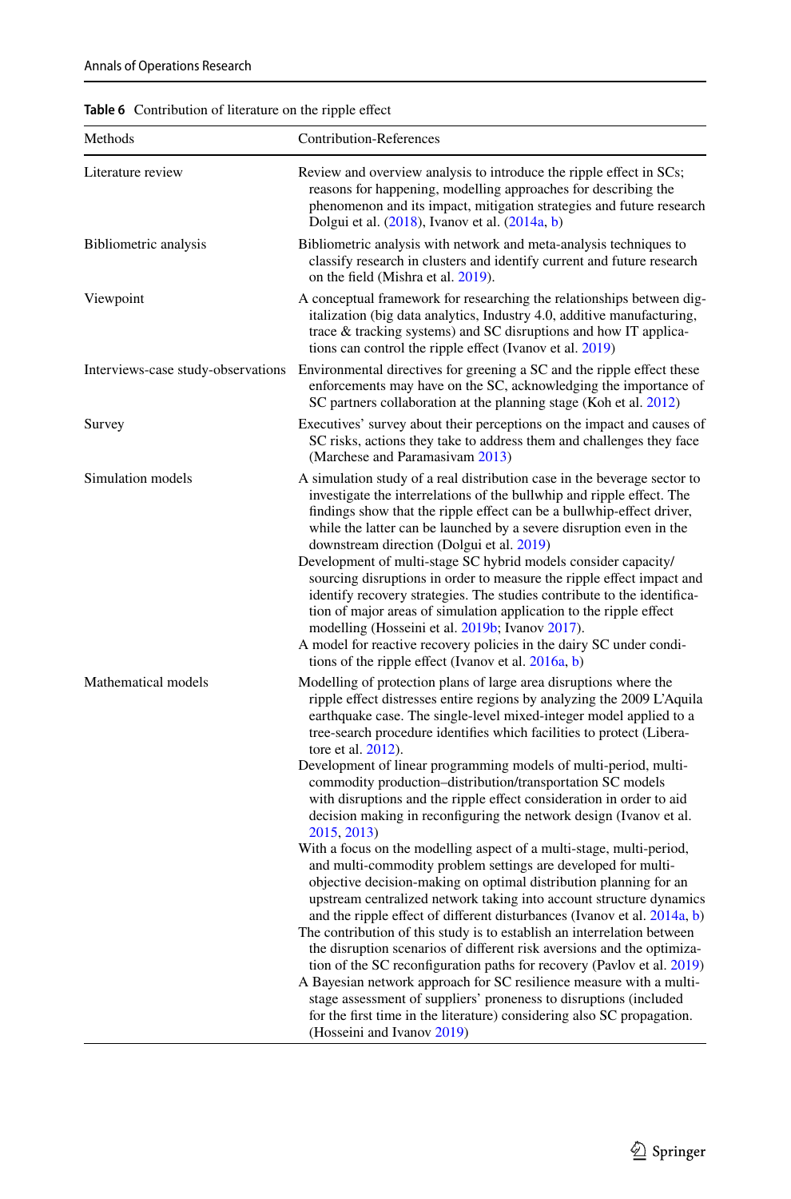**Table 6** Contribution of literature on the ripple effect

| Methods | Contribution-References |
|---|---|
| Literature review | Review and overview analysis to introduce the ripple effect in SCs; reasons for happening, modelling approaches for describing the phenomenon and its impact, mitigation strategies and future research Dolgui et al. (2018), Ivanov et al. (2014a, b) |
| Bibliometric analysis | Bibliometric analysis with network and meta-analysis techniques to classify research in clusters and identify current and future research on the field (Mishra et al. 2019). |
| Viewpoint | A conceptual framework for researching the relationships between digitalization (big data analytics, Industry 4.0, additive manufacturing, trace & tracking systems) and SC disruptions and how IT applications can control the ripple effect (Ivanov et al. 2019) |
| Interviews-case study-observations | Environmental directives for greening a SC and the ripple effect these enforcements may have on the SC, acknowledging the importance of SC partners collaboration at the planning stage (Koh et al. 2012) |
| Survey | Executives' survey about their perceptions on the impact and causes of SC risks, actions they take to address them and challenges they face (Marchese and Paramasivam 2013) |
| Simulation models | A simulation study of a real distribution case in the beverage sector to investigate the interrelations of the bullwhip and ripple effect. The findings show that the ripple effect can be a bullwhip-effect driver, while the latter can be launched by a severe disruption even in the downstream direction (Dolgui et al. 2019)<br>Development of multi-stage SC hybrid models consider capacity/sourcing disruptions in order to measure the ripple effect impact and identify recovery strategies. The studies contribute to the identification of major areas of simulation application to the ripple effect modelling (Hosseini et al. 2019b; Ivanov 2017).<br>A model for reactive recovery policies in the dairy SC under conditions of the ripple effect (Ivanov et al. 2016a, b) |
| Mathematical models | Modelling of protection plans of large area disruptions where the ripple effect distresses entire regions by analyzing the 2009 L'Aquila earthquake case. The single-level mixed-integer model applied to a tree-search procedure identifies which facilities to protect (Liberatore et al. 2012).<br>Development of linear programming models of multi-period, multi-commodity production–distribution/transportation SC models with disruptions and the ripple effect consideration in order to aid decision making in reconfiguring the network design (Ivanov et al. 2015, 2013)<br>With a focus on the modelling aspect of a multi-stage, multi-period, and multi-commodity problem settings are developed for multi-objective decision-making on optimal distribution planning for an upstream centralized network taking into account structure dynamics and the ripple effect of different disturbances (Ivanov et al. 2014a, b)<br>The contribution of this study is to establish an interrelation between the disruption scenarios of different risk aversions and the optimization of the SC reconfiguration paths for recovery (Pavlov et al. 2019)<br>A Bayesian network approach for SC resilience measure with a multi-stage assessment of suppliers' proneness to disruptions (included for the first time in the literature) considering also SC propagation. (Hosseini and Ivanov 2019) |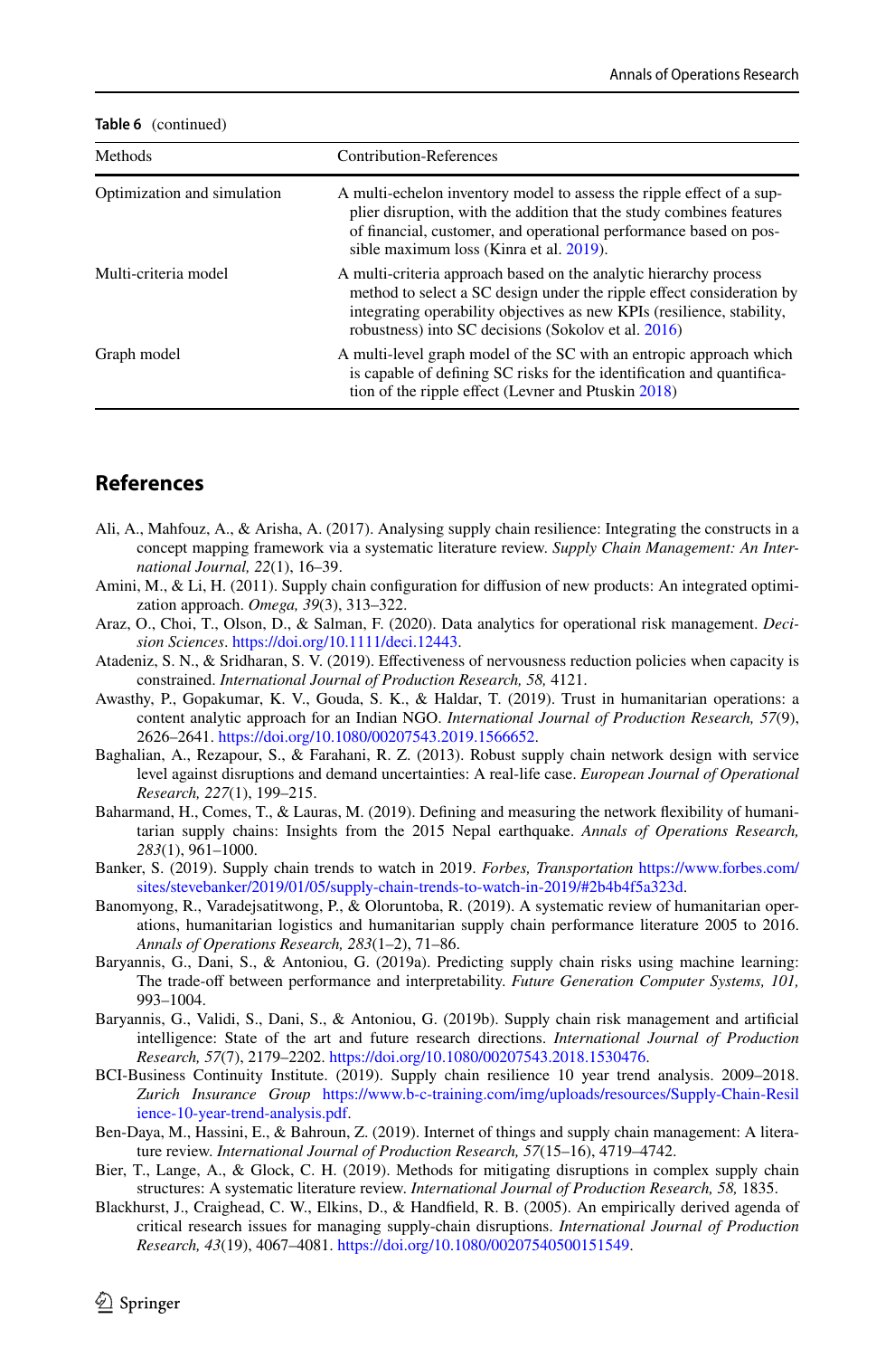**Table 6** (continued)

| Methods | Contribution-References |
|---|---|
| Optimization and simulation | A multi-echelon inventory model to assess the ripple effect of a supplier disruption, with the addition that the study combines features of financial, customer, and operational performance based on possible maximum loss (Kinra et al. 2019). |
| Multi-criteria model | A multi-criteria approach based on the analytic hierarchy process method to select a SC design under the ripple effect consideration by integrating operability objectives as new KPIs (resilience, stability, robustness) into SC decisions (Sokolov et al. 2016) |
| Graph model | A multi-level graph model of the SC with an entropic approach which is capable of defining SC risks for the identification and quantification of the ripple effect (Levner and Ptuskin 2018) |

## References

Ali, A., Mahfouz, A., & Arisha, A. (2017). Analysing supply chain resilience: Integrating the constructs in a concept mapping framework via a systematic literature review. *Supply Chain Management: An International Journal, 22*(1), 16–39.

Amini, M., & Li, H. (2011). Supply chain configuration for diffusion of new products: An integrated optimization approach. *Omega, 39*(3), 313–322.

Araz, O., Choi, T., Olson, D., & Salman, F. (2020). Data analytics for operational risk management. *Decision Sciences*. https://doi.org/10.1111/deci.12443.

Atadeniz, S. N., & Sridharan, S. V. (2019). Effectiveness of nervousness reduction policies when capacity is constrained. *International Journal of Production Research, 58,* 4121.

Awasthy, P., Gopakumar, K. V., Gouda, S. K., & Haldar, T. (2019). Trust in humanitarian operations: a content analytic approach for an Indian NGO. *International Journal of Production Research, 57*(9), 2626–2641. https://doi.org/10.1080/00207543.2019.1566652.

Baghalian, A., Rezapour, S., & Farahani, R. Z. (2013). Robust supply chain network design with service level against disruptions and demand uncertainties: A real-life case. *European Journal of Operational Research, 227*(1), 199–215.

Baharmand, H., Comes, T., & Lauras, M. (2019). Defining and measuring the network flexibility of humanitarian supply chains: Insights from the 2015 Nepal earthquake. *Annals of Operations Research, 283*(1), 961–1000.

Banker, S. (2019). Supply chain trends to watch in 2019. *Forbes, Transportation* https://www.forbes.com/sites/stevebanker/2019/01/05/supply-chain-trends-to-watch-in-2019/#2b4b4f5a323d.

Banomyong, R., Varadejsatitwong, P., & Oloruntoba, R. (2019). A systematic review of humanitarian operations, humanitarian logistics and humanitarian supply chain performance literature 2005 to 2016. *Annals of Operations Research, 283*(1–2), 71–86.

Baryannis, G., Dani, S., & Antoniou, G. (2019a). Predicting supply chain risks using machine learning: The trade-off between performance and interpretability. *Future Generation Computer Systems, 101,* 993–1004.

Baryannis, G., Validi, S., Dani, S., & Antoniou, G. (2019b). Supply chain risk management and artificial intelligence: State of the art and future research directions. *International Journal of Production Research, 57*(7), 2179–2202. https://doi.org/10.1080/00207543.2018.1530476.

BCI-Business Continuity Institute. (2019). Supply chain resilience 10 year trend analysis. 2009–2018. *Zurich Insurance Group* https://www.b-c-training.com/img/uploads/resources/Supply-Chain-Resilience-10-year-trend-analysis.pdf.

Ben-Daya, M., Hassini, E., & Bahroun, Z. (2019). Internet of things and supply chain management: A literature review. *International Journal of Production Research, 57*(15–16), 4719–4742.

Bier, T., Lange, A., & Glock, C. H. (2019). Methods for mitigating disruptions in complex supply chain structures: A systematic literature review. *International Journal of Production Research, 58,* 1835.

Blackhurst, J., Craighead, C. W., Elkins, D., & Handfield, R. B. (2005). An empirically derived agenda of critical research issues for managing supply-chain disruptions. *International Journal of Production Research, 43*(19), 4067–4081. https://doi.org/10.1080/00207540500151549.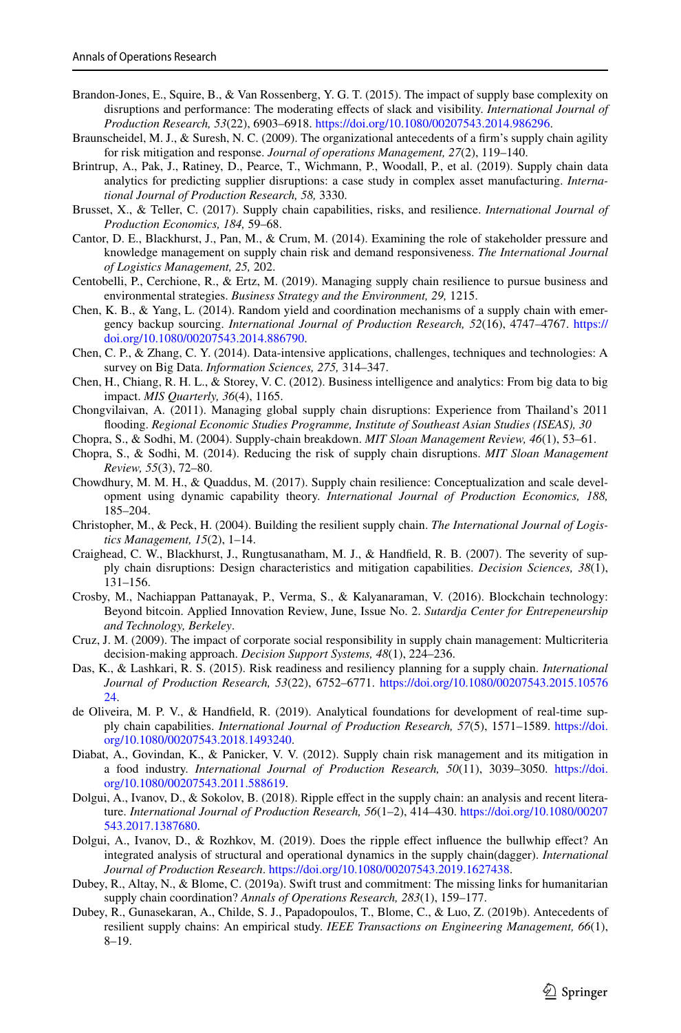Brandon-Jones, E., Squire, B., & Van Rossenberg, Y. G. T. (2015). The impact of supply base complexity on disruptions and performance: The moderating effects of slack and visibility. *International Journal of Production Research, 53*(22), 6903–6918. https://doi.org/10.1080/00207543.2014.986296.

Braunscheidel, M. J., & Suresh, N. C. (2009). The organizational antecedents of a firm's supply chain agility for risk mitigation and response. *Journal of operations Management, 27*(2), 119–140.

Brintrup, A., Pak, J., Ratiney, D., Pearce, T., Wichmann, P., Woodall, P., et al. (2019). Supply chain data analytics for predicting supplier disruptions: a case study in complex asset manufacturing. *International Journal of Production Research, 58,* 3330.

Brusset, X., & Teller, C. (2017). Supply chain capabilities, risks, and resilience. *International Journal of Production Economics, 184,* 59–68.

Cantor, D. E., Blackhurst, J., Pan, M., & Crum, M. (2014). Examining the role of stakeholder pressure and knowledge management on supply chain risk and demand responsiveness. *The International Journal of Logistics Management, 25,* 202.

Centobelli, P., Cerchione, R., & Ertz, M. (2019). Managing supply chain resilience to pursue business and environmental strategies. *Business Strategy and the Environment, 29,* 1215.

Chen, K. B., & Yang, L. (2014). Random yield and coordination mechanisms of a supply chain with emergency backup sourcing. *International Journal of Production Research, 52*(16), 4747–4767. https://doi.org/10.1080/00207543.2014.886790.

Chen, C. P., & Zhang, C. Y. (2014). Data-intensive applications, challenges, techniques and technologies: A survey on Big Data. *Information Sciences, 275,* 314–347.

Chen, H., Chiang, R. H. L., & Storey, V. C. (2012). Business intelligence and analytics: From big data to big impact. *MIS Quarterly, 36*(4), 1165.

Chongvilaivan, A. (2011). Managing global supply chain disruptions: Experience from Thailand's 2011 flooding. *Regional Economic Studies Programme, Institute of Southeast Asian Studies (ISEAS), 30*

Chopra, S., & Sodhi, M. (2004). Supply-chain breakdown. *MIT Sloan Management Review, 46*(1), 53–61.

Chopra, S., & Sodhi, M. (2014). Reducing the risk of supply chain disruptions. *MIT Sloan Management Review, 55*(3), 72–80.

Chowdhury, M. M. H., & Quaddus, M. (2017). Supply chain resilience: Conceptualization and scale development using dynamic capability theory. *International Journal of Production Economics, 188,* 185–204.

Christopher, M., & Peck, H. (2004). Building the resilient supply chain. *The International Journal of Logistics Management, 15*(2), 1–14.

Craighead, C. W., Blackhurst, J., Rungtusanatham, M. J., & Handfield, R. B. (2007). The severity of supply chain disruptions: Design characteristics and mitigation capabilities. *Decision Sciences, 38*(1), 131–156.

Crosby, M., Nachiappan Pattanayak, P., Verma, S., & Kalyanaraman, V. (2016). Blockchain technology: Beyond bitcoin. Applied Innovation Review, June, Issue No. 2. *Sutardja Center for Entrepeneurship and Technology, Berkeley*.

Cruz, J. M. (2009). The impact of corporate social responsibility in supply chain management: Multicriteria decision-making approach. *Decision Support Systems, 48*(1), 224–236.

Das, K., & Lashkari, R. S. (2015). Risk readiness and resiliency planning for a supply chain. *International Journal of Production Research, 53*(22), 6752–6771. https://doi.org/10.1080/00207543.2015.1057624.

de Oliveira, M. P. V., & Handfield, R. (2019). Analytical foundations for development of real-time supply chain capabilities. *International Journal of Production Research, 57*(5), 1571–1589. https://doi.org/10.1080/00207543.2018.1493240.

Diabat, A., Govindan, K., & Panicker, V. V. (2012). Supply chain risk management and its mitigation in a food industry. *International Journal of Production Research, 50*(11), 3039–3050. https://doi.org/10.1080/00207543.2011.588619.

Dolgui, A., Ivanov, D., & Sokolov, B. (2018). Ripple effect in the supply chain: an analysis and recent literature. *International Journal of Production Research, 56*(1–2), 414–430. https://doi.org/10.1080/00207543.2017.1387680.

Dolgui, A., Ivanov, D., & Rozhkov, M. (2019). Does the ripple effect influence the bullwhip effect? An integrated analysis of structural and operational dynamics in the supply chain(dagger). *International Journal of Production Research*. https://doi.org/10.1080/00207543.2019.1627438.

Dubey, R., Altay, N., & Blome, C. (2019a). Swift trust and commitment: The missing links for humanitarian supply chain coordination? *Annals of Operations Research, 283*(1), 159–177.

Dubey, R., Gunasekaran, A., Childe, S. J., Papadopoulos, T., Blome, C., & Luo, Z. (2019b). Antecedents of resilient supply chains: An empirical study. *IEEE Transactions on Engineering Management, 66*(1), 8–19.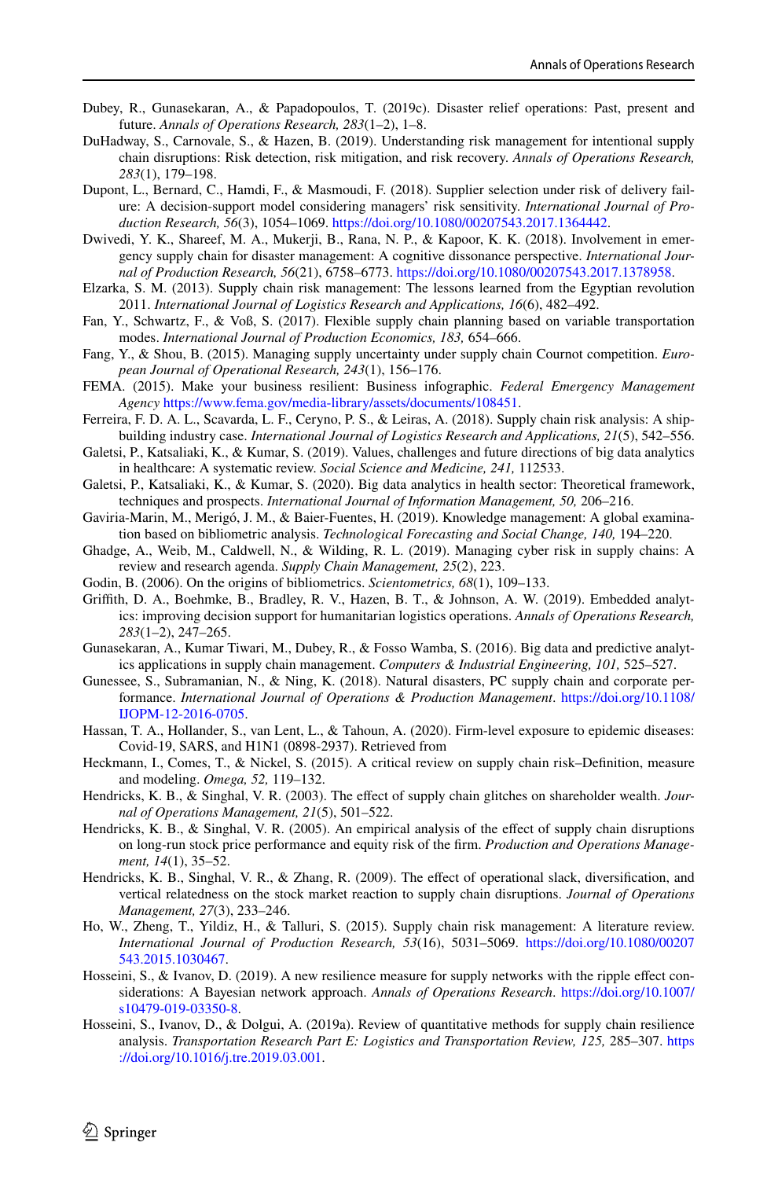Dubey, R., Gunasekaran, A., & Papadopoulos, T. (2019c). Disaster relief operations: Past, present and future. *Annals of Operations Research, 283*(1–2), 1–8.

DuHadway, S., Carnovale, S., & Hazen, B. (2019). Understanding risk management for intentional supply chain disruptions: Risk detection, risk mitigation, and risk recovery. *Annals of Operations Research, 283*(1), 179–198.

Dupont, L., Bernard, C., Hamdi, F., & Masmoudi, F. (2018). Supplier selection under risk of delivery failure: A decision-support model considering managers' risk sensitivity. *International Journal of Production Research, 56*(3), 1054–1069. https://doi.org/10.1080/00207543.2017.1364442.

Dwivedi, Y. K., Shareef, M. A., Mukerji, B., Rana, N. P., & Kapoor, K. K. (2018). Involvement in emergency supply chain for disaster management: A cognitive dissonance perspective. *International Journal of Production Research, 56*(21), 6758–6773. https://doi.org/10.1080/00207543.2017.1378958.

Elzarka, S. M. (2013). Supply chain risk management: The lessons learned from the Egyptian revolution 2011. *International Journal of Logistics Research and Applications, 16*(6), 482–492.

Fan, Y., Schwartz, F., & Voß, S. (2017). Flexible supply chain planning based on variable transportation modes. *International Journal of Production Economics, 183,* 654–666.

Fang, Y., & Shou, B. (2015). Managing supply uncertainty under supply chain Cournot competition. *European Journal of Operational Research, 243*(1), 156–176.

FEMA. (2015). Make your business resilient: Business infographic. *Federal Emergency Management Agency* https://www.fema.gov/media-library/assets/documents/108451.

Ferreira, F. D. A. L., Scavarda, L. F., Ceryno, P. S., & Leiras, A. (2018). Supply chain risk analysis: A shipbuilding industry case. *International Journal of Logistics Research and Applications, 21*(5), 542–556.

Galetsi, P., Katsaliaki, K., & Kumar, S. (2019). Values, challenges and future directions of big data analytics in healthcare: A systematic review. *Social Science and Medicine, 241,* 112533.

Galetsi, P., Katsaliaki, K., & Kumar, S. (2020). Big data analytics in health sector: Theoretical framework, techniques and prospects. *International Journal of Information Management, 50,* 206–216.

Gaviria-Marin, M., Merigó, J. M., & Baier-Fuentes, H. (2019). Knowledge management: A global examination based on bibliometric analysis. *Technological Forecasting and Social Change, 140,* 194–220.

Ghadge, A., Weib, M., Caldwell, N., & Wilding, R. L. (2019). Managing cyber risk in supply chains: A review and research agenda. *Supply Chain Management, 25*(2), 223.

Godin, B. (2006). On the origins of bibliometrics. *Scientometrics, 68*(1), 109–133.

Griffith, D. A., Boehmke, B., Bradley, R. V., Hazen, B. T., & Johnson, A. W. (2019). Embedded analytics: improving decision support for humanitarian logistics operations. *Annals of Operations Research, 283*(1–2), 247–265.

Gunasekaran, A., Kumar Tiwari, M., Dubey, R., & Fosso Wamba, S. (2016). Big data and predictive analytics applications in supply chain management. *Computers & Industrial Engineering, 101,* 525–527.

Gunessee, S., Subramanian, N., & Ning, K. (2018). Natural disasters, PC supply chain and corporate performance. *International Journal of Operations & Production Management*. https://doi.org/10.1108/IJOPM-12-2016-0705.

Hassan, T. A., Hollander, S., van Lent, L., & Tahoun, A. (2020). Firm-level exposure to epidemic diseases: Covid-19, SARS, and H1N1 (0898-2937). Retrieved from

Heckmann, I., Comes, T., & Nickel, S. (2015). A critical review on supply chain risk–Definition, measure and modeling. *Omega, 52,* 119–132.

Hendricks, K. B., & Singhal, V. R. (2003). The effect of supply chain glitches on shareholder wealth. *Journal of Operations Management, 21*(5), 501–522.

Hendricks, K. B., & Singhal, V. R. (2005). An empirical analysis of the effect of supply chain disruptions on long-run stock price performance and equity risk of the firm. *Production and Operations Management, 14*(1), 35–52.

Hendricks, K. B., Singhal, V. R., & Zhang, R. (2009). The effect of operational slack, diversification, and vertical relatedness on the stock market reaction to supply chain disruptions. *Journal of Operations Management, 27*(3), 233–246.

Ho, W., Zheng, T., Yildiz, H., & Talluri, S. (2015). Supply chain risk management: A literature review. *International Journal of Production Research, 53*(16), 5031–5069. https://doi.org/10.1080/00207543.2015.1030467.

Hosseini, S., & Ivanov, D. (2019). A new resilience measure for supply networks with the ripple effect considerations: A Bayesian network approach. *Annals of Operations Research*. https://doi.org/10.1007/s10479-019-03350-8.

Hosseini, S., Ivanov, D., & Dolgui, A. (2019a). Review of quantitative methods for supply chain resilience analysis. *Transportation Research Part E: Logistics and Transportation Review, 125,* 285–307. https://doi.org/10.1016/j.tre.2019.03.001.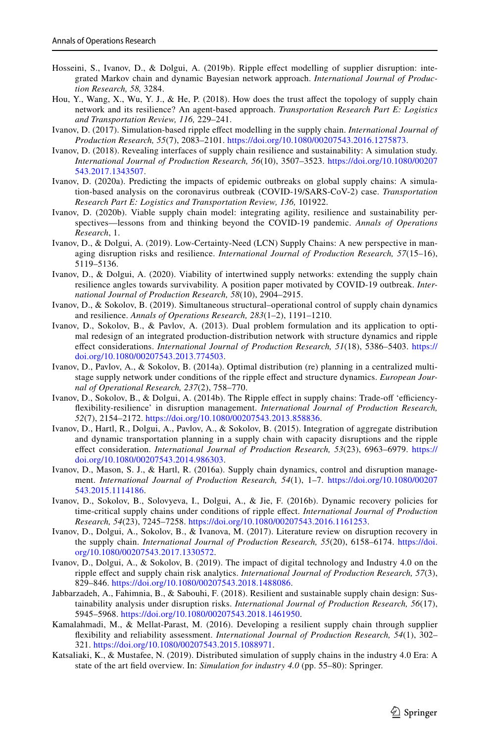Hosseini, S., Ivanov, D., & Dolgui, A. (2019b). Ripple effect modelling of supplier disruption: integrated Markov chain and dynamic Bayesian network approach. *International Journal of Production Research, 58,* 3284.

Hou, Y., Wang, X., Wu, Y. J., & He, P. (2018). How does the trust affect the topology of supply chain network and its resilience? An agent-based approach. *Transportation Research Part E: Logistics and Transportation Review, 116,* 229–241.

Ivanov, D. (2017). Simulation-based ripple effect modelling in the supply chain. *International Journal of Production Research, 55*(7), 2083–2101. https://doi.org/10.1080/00207543.2016.1275873.

Ivanov, D. (2018). Revealing interfaces of supply chain resilience and sustainability: A simulation study. *International Journal of Production Research, 56*(10), 3507–3523. https://doi.org/10.1080/00207543.2017.1343507.

Ivanov, D. (2020a). Predicting the impacts of epidemic outbreaks on global supply chains: A simulation-based analysis on the coronavirus outbreak (COVID-19/SARS-CoV-2) case. *Transportation Research Part E: Logistics and Transportation Review, 136,* 101922.

Ivanov, D. (2020b). Viable supply chain model: integrating agility, resilience and sustainability perspectives—lessons from and thinking beyond the COVID-19 pandemic. *Annals of Operations Research*, 1.

Ivanov, D., & Dolgui, A. (2019). Low-Certainty-Need (LCN) Supply Chains: A new perspective in managing disruption risks and resilience. *International Journal of Production Research, 57*(15–16), 5119–5136.

Ivanov, D., & Dolgui, A. (2020). Viability of intertwined supply networks: extending the supply chain resilience angles towards survivability. A position paper motivated by COVID-19 outbreak. *International Journal of Production Research, 58*(10), 2904–2915.

Ivanov, D., & Sokolov, B. (2019). Simultaneous structural–operational control of supply chain dynamics and resilience. *Annals of Operations Research, 283*(1–2), 1191–1210.

Ivanov, D., Sokolov, B., & Pavlov, A. (2013). Dual problem formulation and its application to optimal redesign of an integrated production-distribution network with structure dynamics and ripple effect considerations. *International Journal of Production Research, 51*(18), 5386–5403. https://doi.org/10.1080/00207543.2013.774503.

Ivanov, D., Pavlov, A., & Sokolov, B. (2014a). Optimal distribution (re) planning in a centralized multistage supply network under conditions of the ripple effect and structure dynamics. *European Journal of Operational Research, 237*(2), 758–770.

Ivanov, D., Sokolov, B., & Dolgui, A. (2014b). The Ripple effect in supply chains: Trade-off 'efficiency-flexibility-resilience' in disruption management. *International Journal of Production Research, 52*(7), 2154–2172. https://doi.org/10.1080/00207543.2013.858836.

Ivanov, D., Hartl, R., Dolgui, A., Pavlov, A., & Sokolov, B. (2015). Integration of aggregate distribution and dynamic transportation planning in a supply chain with capacity disruptions and the ripple effect consideration. *International Journal of Production Research, 53*(23), 6963–6979. https://doi.org/10.1080/00207543.2014.986303.

Ivanov, D., Mason, S. J., & Hartl, R. (2016a). Supply chain dynamics, control and disruption management. *International Journal of Production Research, 54*(1), 1–7. https://doi.org/10.1080/00207543.2015.1114186.

Ivanov, D., Sokolov, B., Solovyeva, I., Dolgui, A., & Jie, F. (2016b). Dynamic recovery policies for time-critical supply chains under conditions of ripple effect. *International Journal of Production Research, 54*(23), 7245–7258. https://doi.org/10.1080/00207543.2016.1161253.

Ivanov, D., Dolgui, A., Sokolov, B., & Ivanova, M. (2017). Literature review on disruption recovery in the supply chain. *International Journal of Production Research, 55*(20), 6158–6174. https://doi.org/10.1080/00207543.2017.1330572.

Ivanov, D., Dolgui, A., & Sokolov, B. (2019). The impact of digital technology and Industry 4.0 on the ripple effect and supply chain risk analytics. *International Journal of Production Research, 57*(3), 829–846. https://doi.org/10.1080/00207543.2018.1488086.

Jabbarzadeh, A., Fahimnia, B., & Sabouhi, F. (2018). Resilient and sustainable supply chain design: Sustainability analysis under disruption risks. *International Journal of Production Research, 56*(17), 5945–5968. https://doi.org/10.1080/00207543.2018.1461950.

Kamalahmadi, M., & Mellat-Parast, M. (2016). Developing a resilient supply chain through supplier flexibility and reliability assessment. *International Journal of Production Research, 54*(1), 302–321. https://doi.org/10.1080/00207543.2015.1088971.

Katsaliaki, K., & Mustafee, N. (2019). Distributed simulation of supply chains in the industry 4.0 Era: A state of the art field overview. In: *Simulation for industry 4.0* (pp. 55–80): Springer.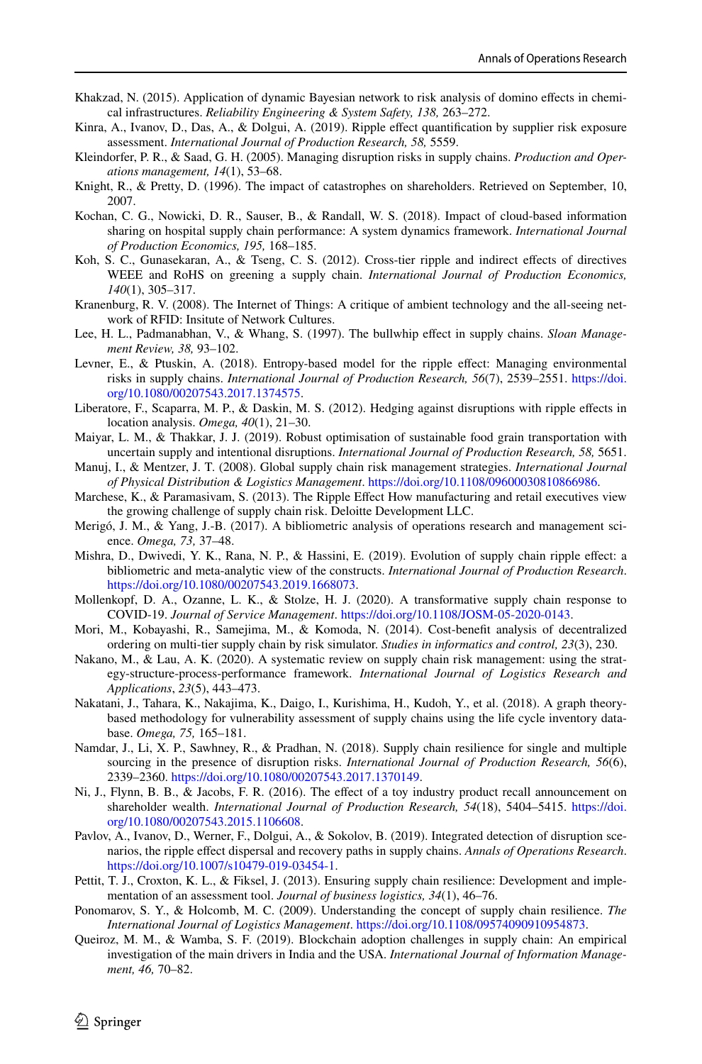Khakzad, N. (2015). Application of dynamic Bayesian network to risk analysis of domino effects in chemical infrastructures. *Reliability Engineering & System Safety, 138,* 263–272.

Kinra, A., Ivanov, D., Das, A., & Dolgui, A. (2019). Ripple effect quantification by supplier risk exposure assessment. *International Journal of Production Research, 58,* 5559.

Kleindorfer, P. R., & Saad, G. H. (2005). Managing disruption risks in supply chains. *Production and Operations management, 14*(1), 53–68.

Knight, R., & Pretty, D. (1996). The impact of catastrophes on shareholders. Retrieved on September, 10, 2007.

Kochan, C. G., Nowicki, D. R., Sauser, B., & Randall, W. S. (2018). Impact of cloud-based information sharing on hospital supply chain performance: A system dynamics framework. *International Journal of Production Economics, 195,* 168–185.

Koh, S. C., Gunasekaran, A., & Tseng, C. S. (2012). Cross-tier ripple and indirect effects of directives WEEE and RoHS on greening a supply chain. *International Journal of Production Economics, 140*(1), 305–317.

Kranenburg, R. V. (2008). The Internet of Things: A critique of ambient technology and the all-seeing network of RFID: Insitute of Network Cultures.

Lee, H. L., Padmanabhan, V., & Whang, S. (1997). The bullwhip effect in supply chains. *Sloan Management Review, 38,* 93–102.

Levner, E., & Ptuskin, A. (2018). Entropy-based model for the ripple effect: Managing environmental risks in supply chains. *International Journal of Production Research, 56*(7), 2539–2551. https://doi.org/10.1080/00207543.2017.1374575.

Liberatore, F., Scaparra, M. P., & Daskin, M. S. (2012). Hedging against disruptions with ripple effects in location analysis. *Omega, 40*(1), 21–30.

Maiyar, L. M., & Thakkar, J. J. (2019). Robust optimisation of sustainable food grain transportation with uncertain supply and intentional disruptions. *International Journal of Production Research, 58,* 5651.

Manuj, I., & Mentzer, J. T. (2008). Global supply chain risk management strategies. *International Journal of Physical Distribution & Logistics Management*. https://doi.org/10.1108/09600030810866986.

Marchese, K., & Paramasivam, S. (2013). The Ripple Effect How manufacturing and retail executives view the growing challenge of supply chain risk. Deloitte Development LLC.

Merigó, J. M., & Yang, J.-B. (2017). A bibliometric analysis of operations research and management science. *Omega, 73,* 37–48.

Mishra, D., Dwivedi, Y. K., Rana, N. P., & Hassini, E. (2019). Evolution of supply chain ripple effect: a bibliometric and meta-analytic view of the constructs. *International Journal of Production Research*. https://doi.org/10.1080/00207543.2019.1668073.

Mollenkopf, D. A., Ozanne, L. K., & Stolze, H. J. (2020). A transformative supply chain response to COVID-19. *Journal of Service Management*. https://doi.org/10.1108/JOSM-05-2020-0143.

Mori, M., Kobayashi, R., Samejima, M., & Komoda, N. (2014). Cost-benefit analysis of decentralized ordering on multi-tier supply chain by risk simulator. *Studies in informatics and control, 23*(3), 230.

Nakano, M., & Lau, A. K. (2020). A systematic review on supply chain risk management: using the strategy-structure-process-performance framework. *International Journal of Logistics Research and Applications*, *23*(5), 443–473.

Nakatani, J., Tahara, K., Nakajima, K., Daigo, I., Kurishima, H., Kudoh, Y., et al. (2018). A graph theory-based methodology for vulnerability assessment of supply chains using the life cycle inventory database. *Omega, 75,* 165–181.

Namdar, J., Li, X. P., Sawhney, R., & Pradhan, N. (2018). Supply chain resilience for single and multiple sourcing in the presence of disruption risks. *International Journal of Production Research, 56*(6), 2339–2360. https://doi.org/10.1080/00207543.2017.1370149.

Ni, J., Flynn, B. B., & Jacobs, F. R. (2016). The effect of a toy industry product recall announcement on shareholder wealth. *International Journal of Production Research, 54*(18), 5404–5415. https://doi.org/10.1080/00207543.2015.1106608.

Pavlov, A., Ivanov, D., Werner, F., Dolgui, A., & Sokolov, B. (2019). Integrated detection of disruption scenarios, the ripple effect dispersal and recovery paths in supply chains. *Annals of Operations Research*. https://doi.org/10.1007/s10479-019-03454-1.

Pettit, T. J., Croxton, K. L., & Fiksel, J. (2013). Ensuring supply chain resilience: Development and implementation of an assessment tool. *Journal of business logistics, 34*(1), 46–76.

Ponomarov, S. Y., & Holcomb, M. C. (2009). Understanding the concept of supply chain resilience. *The International Journal of Logistics Management*. https://doi.org/10.1108/09574090910954873.

Queiroz, M. M., & Wamba, S. F. (2019). Blockchain adoption challenges in supply chain: An empirical investigation of the main drivers in India and the USA. *International Journal of Information Management, 46,* 70–82.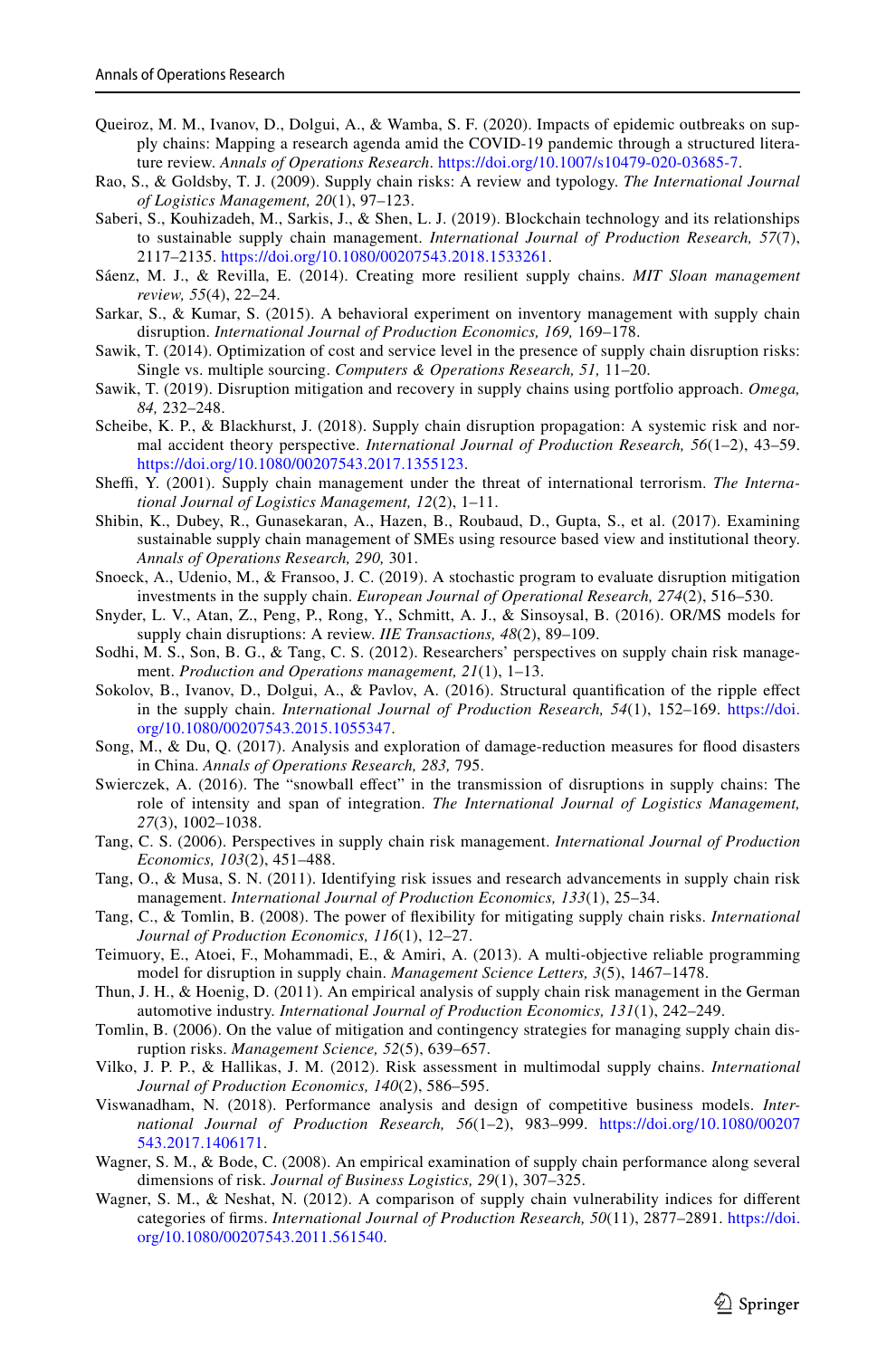Queiroz, M. M., Ivanov, D., Dolgui, A., & Wamba, S. F. (2020). Impacts of epidemic outbreaks on supply chains: Mapping a research agenda amid the COVID-19 pandemic through a structured literature review. *Annals of Operations Research*. https://doi.org/10.1007/s10479-020-03685-7.

Rao, S., & Goldsby, T. J. (2009). Supply chain risks: A review and typology. *The International Journal of Logistics Management, 20*(1), 97–123.

Saberi, S., Kouhizadeh, M., Sarkis, J., & Shen, L. J. (2019). Blockchain technology and its relationships to sustainable supply chain management. *International Journal of Production Research, 57*(7), 2117–2135. https://doi.org/10.1080/00207543.2018.1533261.

Sáenz, M. J., & Revilla, E. (2014). Creating more resilient supply chains. *MIT Sloan management review, 55*(4), 22–24.

Sarkar, S., & Kumar, S. (2015). A behavioral experiment on inventory management with supply chain disruption. *International Journal of Production Economics, 169,* 169–178.

Sawik, T. (2014). Optimization of cost and service level in the presence of supply chain disruption risks: Single vs. multiple sourcing. *Computers & Operations Research, 51,* 11–20.

Sawik, T. (2019). Disruption mitigation and recovery in supply chains using portfolio approach. *Omega, 84,* 232–248.

Scheibe, K. P., & Blackhurst, J. (2018). Supply chain disruption propagation: A systemic risk and normal accident theory perspective. *International Journal of Production Research, 56*(1–2), 43–59. https://doi.org/10.1080/00207543.2017.1355123.

Sheffi, Y. (2001). Supply chain management under the threat of international terrorism. *The International Journal of Logistics Management, 12*(2), 1–11.

Shibin, K., Dubey, R., Gunasekaran, A., Hazen, B., Roubaud, D., Gupta, S., et al. (2017). Examining sustainable supply chain management of SMEs using resource based view and institutional theory. *Annals of Operations Research, 290,* 301.

Snoeck, A., Udenio, M., & Fransoo, J. C. (2019). A stochastic program to evaluate disruption mitigation investments in the supply chain. *European Journal of Operational Research, 274*(2), 516–530.

Snyder, L. V., Atan, Z., Peng, P., Rong, Y., Schmitt, A. J., & Sinsoysal, B. (2016). OR/MS models for supply chain disruptions: A review. *IIE Transactions, 48*(2), 89–109.

Sodhi, M. S., Son, B. G., & Tang, C. S. (2012). Researchers' perspectives on supply chain risk management. *Production and Operations management, 21*(1), 1–13.

Sokolov, B., Ivanov, D., Dolgui, A., & Pavlov, A. (2016). Structural quantification of the ripple effect in the supply chain. *International Journal of Production Research, 54*(1), 152–169. https://doi.org/10.1080/00207543.2015.1055347.

Song, M., & Du, Q. (2017). Analysis and exploration of damage-reduction measures for flood disasters in China. *Annals of Operations Research, 283,* 795.

Swierczek, A. (2016). The "snowball effect" in the transmission of disruptions in supply chains: The role of intensity and span of integration. *The International Journal of Logistics Management, 27*(3), 1002–1038.

Tang, C. S. (2006). Perspectives in supply chain risk management. *International Journal of Production Economics, 103*(2), 451–488.

Tang, O., & Musa, S. N. (2011). Identifying risk issues and research advancements in supply chain risk management. *International Journal of Production Economics, 133*(1), 25–34.

Tang, C., & Tomlin, B. (2008). The power of flexibility for mitigating supply chain risks. *International Journal of Production Economics, 116*(1), 12–27.

Teimuory, E., Atoei, F., Mohammadi, E., & Amiri, A. (2013). A multi-objective reliable programming model for disruption in supply chain. *Management Science Letters, 3*(5), 1467–1478.

Thun, J. H., & Hoenig, D. (2011). An empirical analysis of supply chain risk management in the German automotive industry. *International Journal of Production Economics, 131*(1), 242–249.

Tomlin, B. (2006). On the value of mitigation and contingency strategies for managing supply chain disruption risks. *Management Science, 52*(5), 639–657.

Vilko, J. P. P., & Hallikas, J. M. (2012). Risk assessment in multimodal supply chains. *International Journal of Production Economics, 140*(2), 586–595.

Viswanadham, N. (2018). Performance analysis and design of competitive business models. *International Journal of Production Research, 56*(1–2), 983–999. https://doi.org/10.1080/00207543.2017.1406171.

Wagner, S. M., & Bode, C. (2008). An empirical examination of supply chain performance along several dimensions of risk. *Journal of Business Logistics, 29*(1), 307–325.

Wagner, S. M., & Neshat, N. (2012). A comparison of supply chain vulnerability indices for different categories of firms. *International Journal of Production Research, 50*(11), 2877–2891. https://doi.org/10.1080/00207543.2011.561540.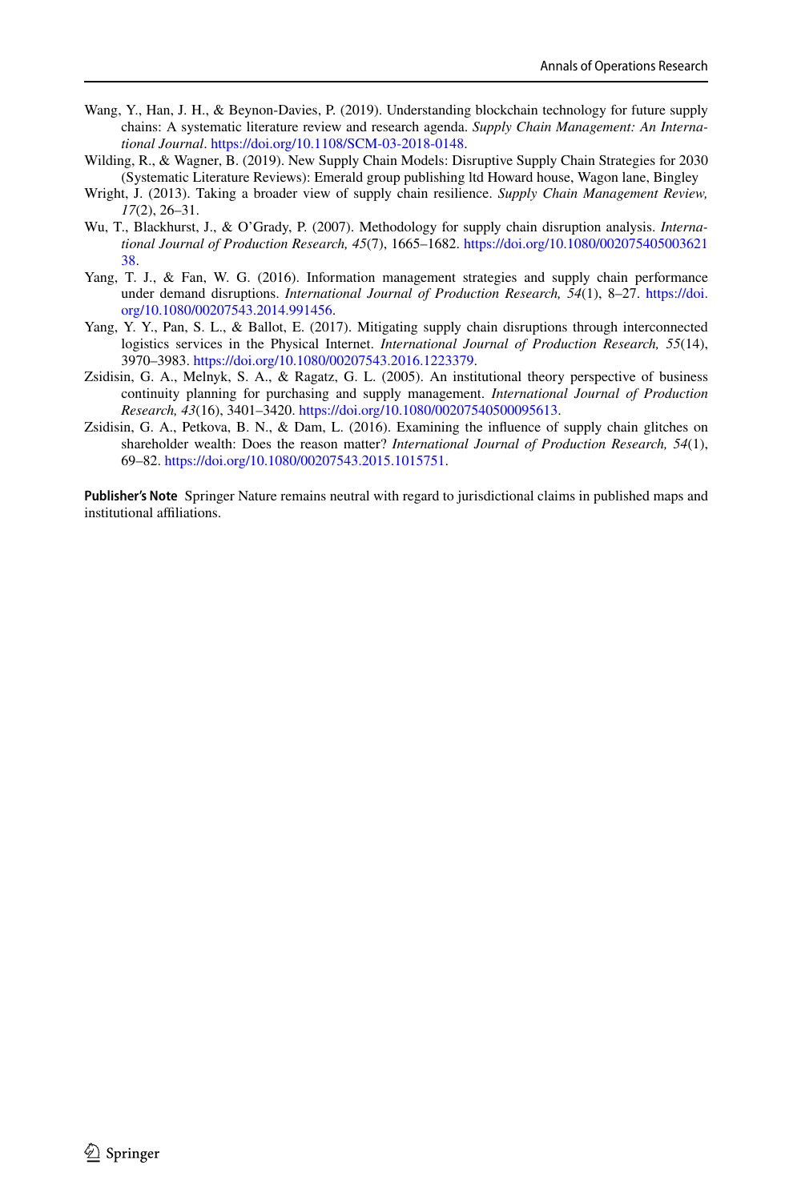Wang, Y., Han, J. H., & Beynon-Davies, P. (2019). Understanding blockchain technology for future supply chains: A systematic literature review and research agenda. *Supply Chain Management: An International Journal*. https://doi.org/10.1108/SCM-03-2018-0148.

Wilding, R., & Wagner, B. (2019). New Supply Chain Models: Disruptive Supply Chain Strategies for 2030 (Systematic Literature Reviews): Emerald group publishing ltd Howard house, Wagon lane, Bingley

Wright, J. (2013). Taking a broader view of supply chain resilience. *Supply Chain Management Review, 17*(2), 26–31.

Wu, T., Blackhurst, J., & O'Grady, P. (2007). Methodology for supply chain disruption analysis. *International Journal of Production Research, 45*(7), 1665–1682. https://doi.org/10.1080/00207540500362138.

Yang, T. J., & Fan, W. G. (2016). Information management strategies and supply chain performance under demand disruptions. *International Journal of Production Research, 54*(1), 8–27. https://doi.org/10.1080/00207543.2014.991456.

Yang, Y. Y., Pan, S. L., & Ballot, E. (2017). Mitigating supply chain disruptions through interconnected logistics services in the Physical Internet. *International Journal of Production Research, 55*(14), 3970–3983. https://doi.org/10.1080/00207543.2016.1223379.

Zsidisin, G. A., Melnyk, S. A., & Ragatz, G. L. (2005). An institutional theory perspective of business continuity planning for purchasing and supply management. *International Journal of Production Research, 43*(16), 3401–3420. https://doi.org/10.1080/00207540500095613.

Zsidisin, G. A., Petkova, B. N., & Dam, L. (2016). Examining the influence of supply chain glitches on shareholder wealth: Does the reason matter? *International Journal of Production Research, 54*(1), 69–82. https://doi.org/10.1080/00207543.2015.1015751.

**Publisher's Note** Springer Nature remains neutral with regard to jurisdictional claims in published maps and institutional affiliations.